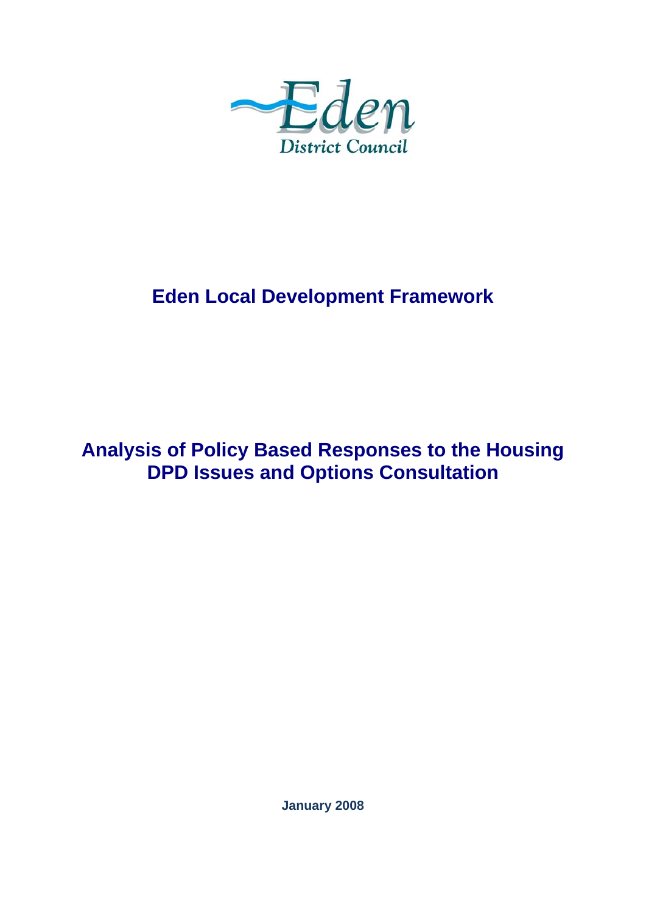Eden
District Council

# Eden Local Development Framework

# Analysis of Policy Based Responses to the Housing DPD Issues and Options Consultation

**January 2008**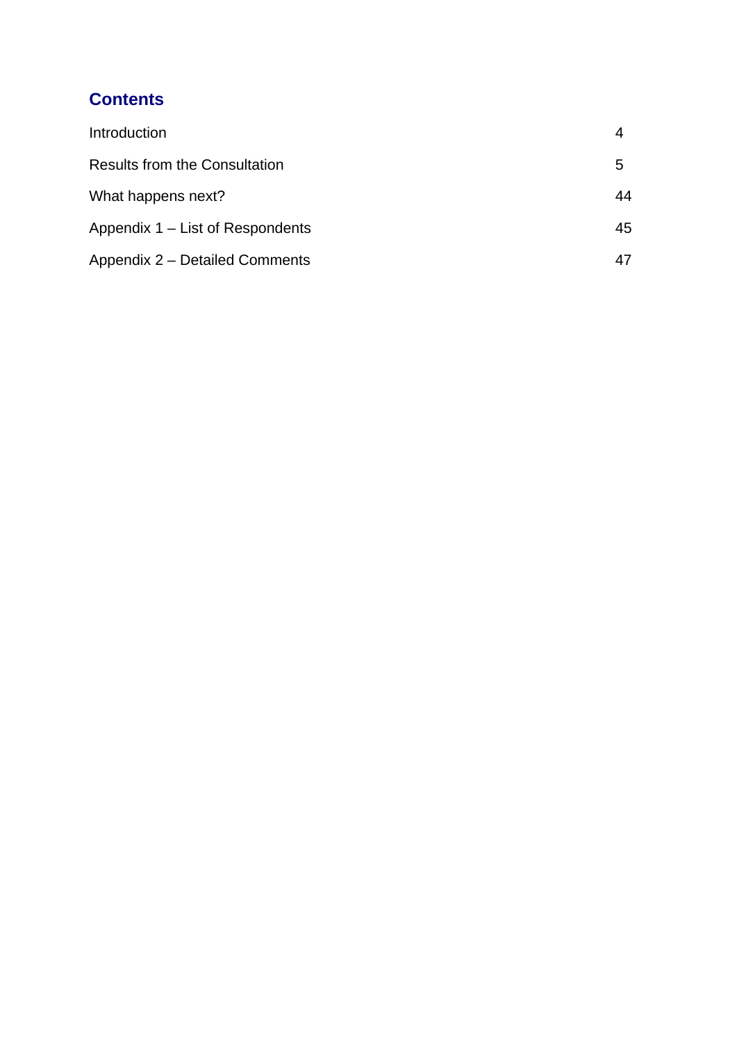## Contents

| | |
|---|---|
| Introduction | 4 |
| Results from the Consultation | 5 |
| What happens next? | 44 |
| Appendix 1 – List of Respondents | 45 |
| Appendix 2 – Detailed Comments | 47 |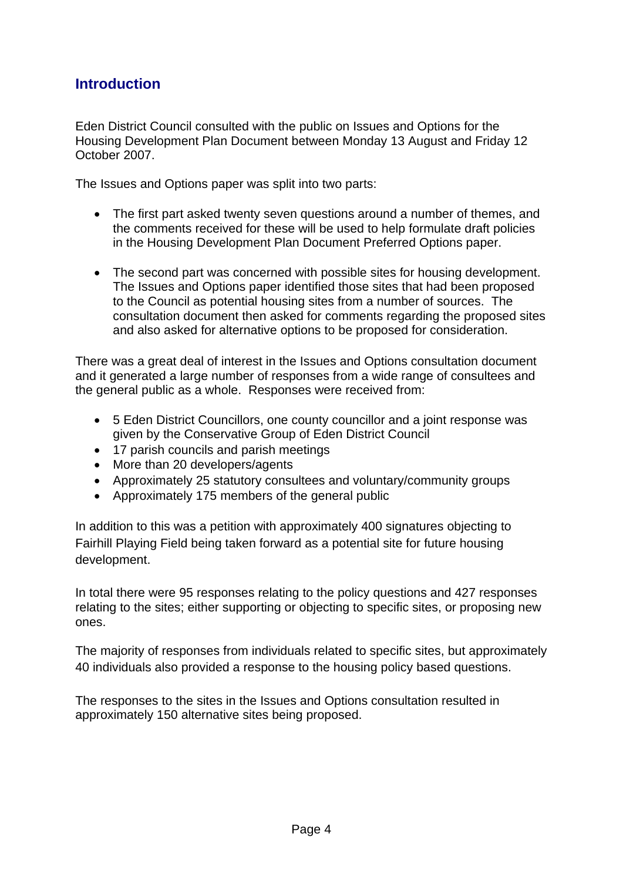## Introduction

Eden District Council consulted with the public on Issues and Options for the Housing Development Plan Document between Monday 13 August and Friday 12 October 2007.

The Issues and Options paper was split into two parts:

- The first part asked twenty seven questions around a number of themes, and the comments received for these will be used to help formulate draft policies in the Housing Development Plan Document Preferred Options paper.

- The second part was concerned with possible sites for housing development. The Issues and Options paper identified those sites that had been proposed to the Council as potential housing sites from a number of sources. The consultation document then asked for comments regarding the proposed sites and also asked for alternative options to be proposed for consideration.

There was a great deal of interest in the Issues and Options consultation document and it generated a large number of responses from a wide range of consultees and the general public as a whole. Responses were received from:

- 5 Eden District Councillors, one county councillor and a joint response was given by the Conservative Group of Eden District Council
- 17 parish councils and parish meetings
- More than 20 developers/agents
- Approximately 25 statutory consultees and voluntary/community groups
- Approximately 175 members of the general public

In addition to this was a petition with approximately 400 signatures objecting to Fairhill Playing Field being taken forward as a potential site for future housing development.

In total there were 95 responses relating to the policy questions and 427 responses relating to the sites; either supporting or objecting to specific sites, or proposing new ones.

The majority of responses from individuals related to specific sites, but approximately 40 individuals also provided a response to the housing policy based questions.

The responses to the sites in the Issues and Options consultation resulted in approximately 150 alternative sites being proposed.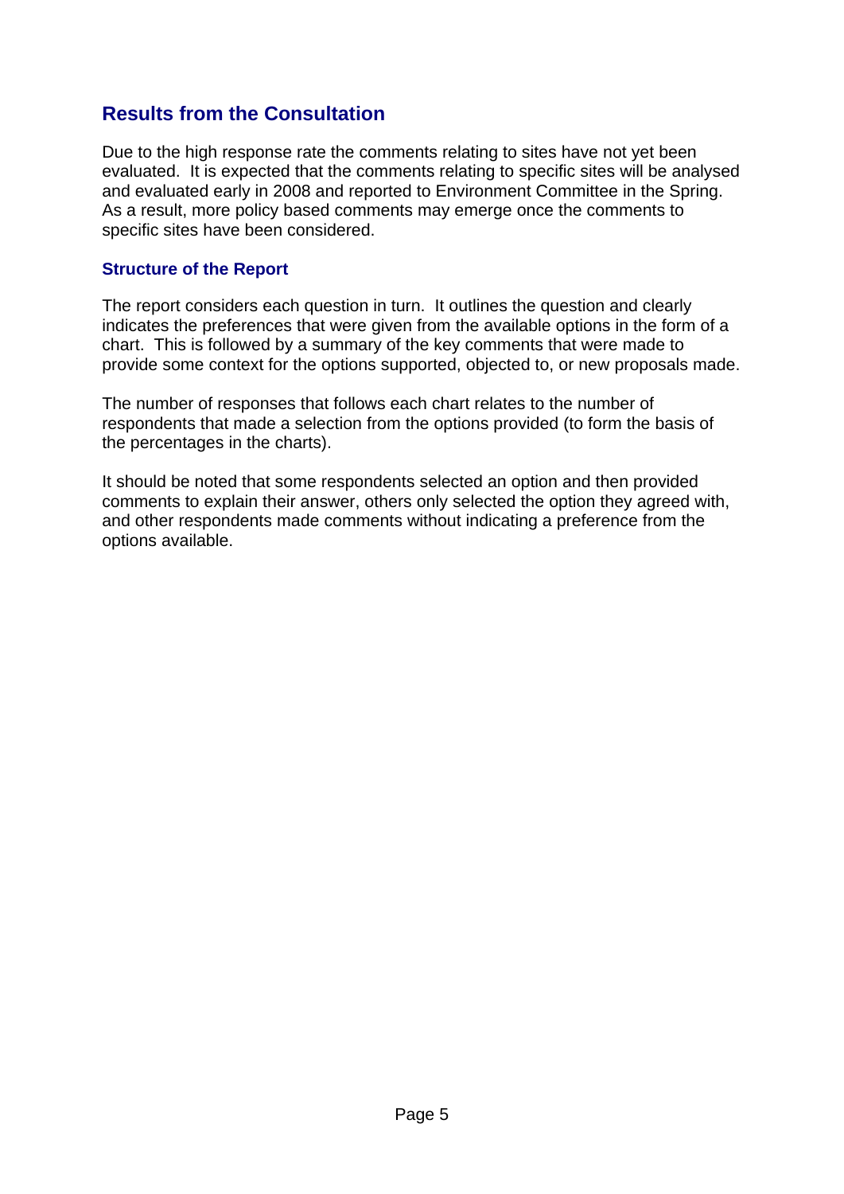## Results from the Consultation

Due to the high response rate the comments relating to sites have not yet been evaluated. It is expected that the comments relating to specific sites will be analysed and evaluated early in 2008 and reported to Environment Committee in the Spring. As a result, more policy based comments may emerge once the comments to specific sites have been considered.

### Structure of the Report

The report considers each question in turn. It outlines the question and clearly indicates the preferences that were given from the available options in the form of a chart. This is followed by a summary of the key comments that were made to provide some context for the options supported, objected to, or new proposals made.

The number of responses that follows each chart relates to the number of respondents that made a selection from the options provided (to form the basis of the percentages in the charts).

It should be noted that some respondents selected an option and then provided comments to explain their answer, others only selected the option they agreed with, and other respondents made comments without indicating a preference from the options available.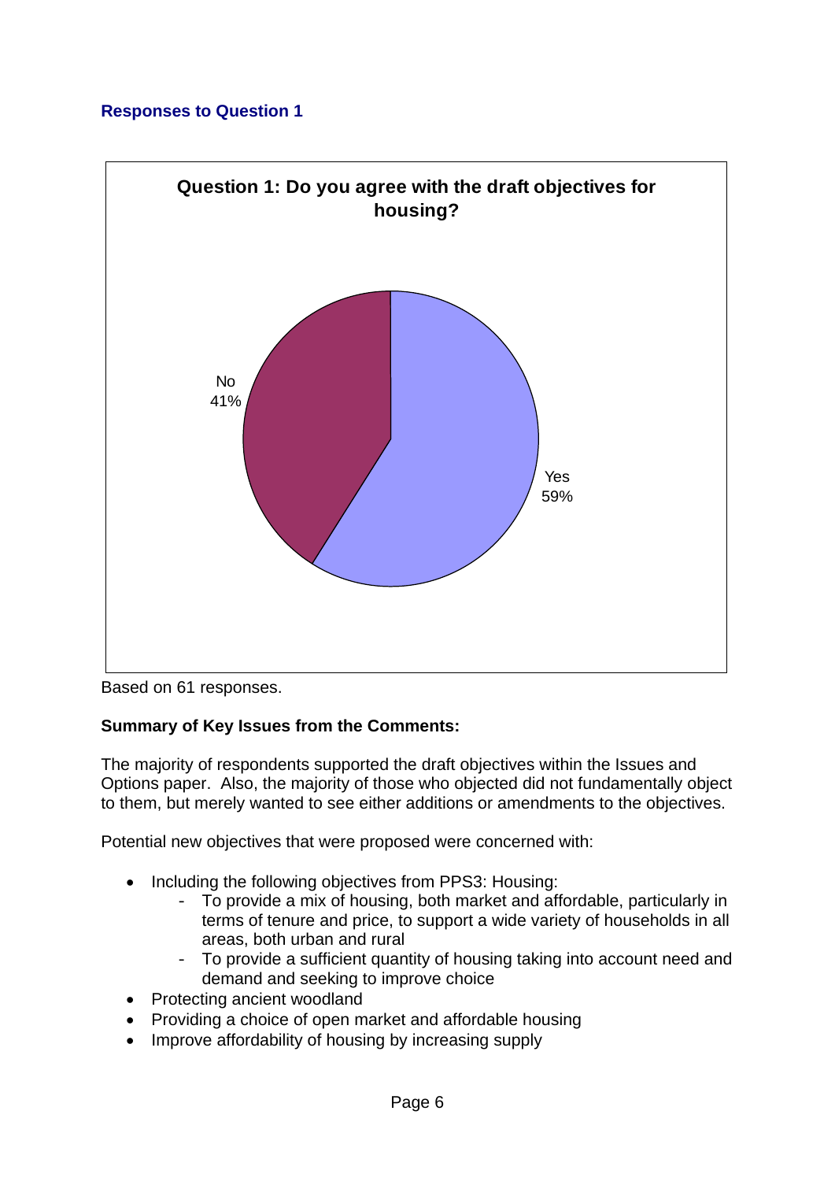### Responses to Question 1

**Question 1: Do you agree with the draft objectives for housing?**

No 41%

Yes 59%

Based on 61 responses.

**Summary of Key Issues from the Comments:**

The majority of respondents supported the draft objectives within the Issues and Options paper. Also, the majority of those who objected did not fundamentally object to them, but merely wanted to see either additions or amendments to the objectives.

Potential new objectives that were proposed were concerned with:

- Including the following objectives from PPS3: Housing:
  - To provide a mix of housing, both market and affordable, particularly in terms of tenure and price, to support a wide variety of households in all areas, both urban and rural
  - To provide a sufficient quantity of housing taking into account need and demand and seeking to improve choice
- Protecting ancient woodland
- Providing a choice of open market and affordable housing
- Improve affordability of housing by increasing supply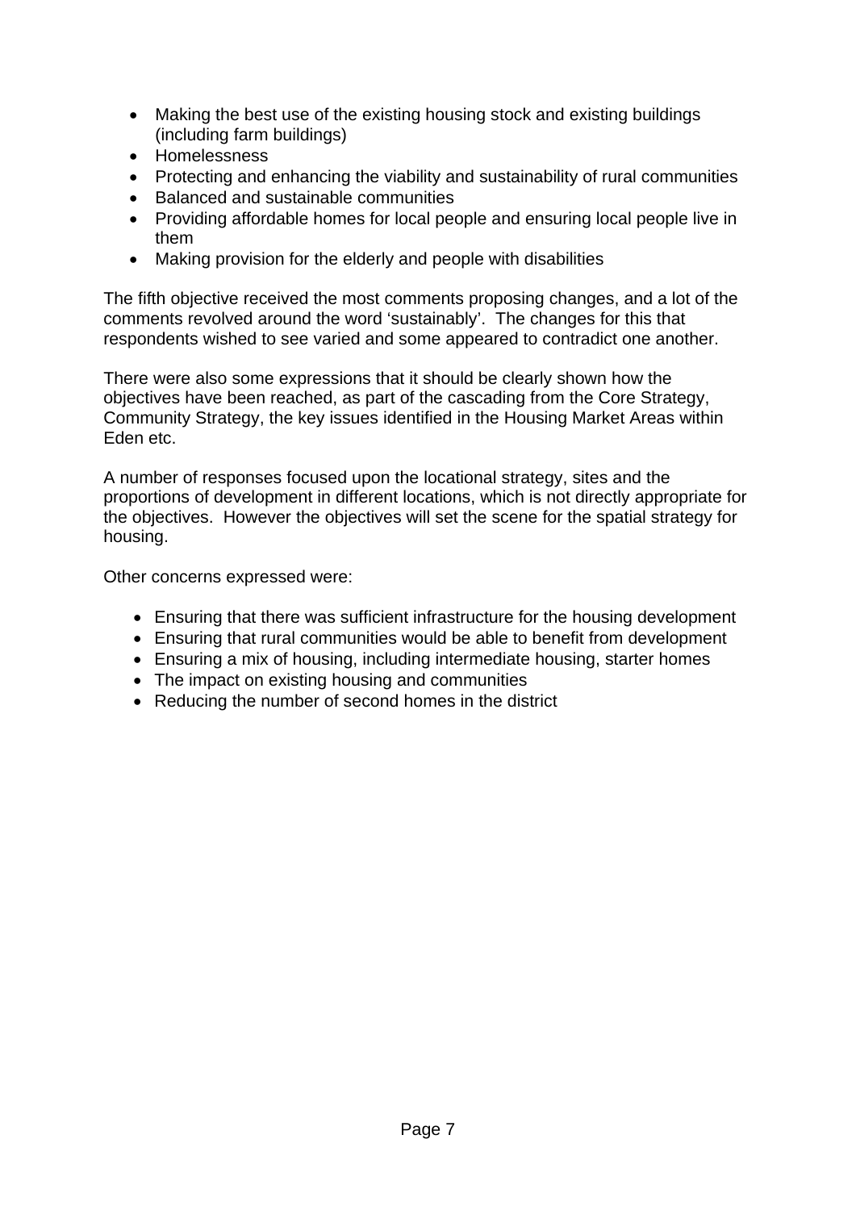- Making the best use of the existing housing stock and existing buildings (including farm buildings)
- Homelessness
- Protecting and enhancing the viability and sustainability of rural communities
- Balanced and sustainable communities
- Providing affordable homes for local people and ensuring local people live in them
- Making provision for the elderly and people with disabilities

The fifth objective received the most comments proposing changes, and a lot of the comments revolved around the word 'sustainably'. The changes for this that respondents wished to see varied and some appeared to contradict one another.

There were also some expressions that it should be clearly shown how the objectives have been reached, as part of the cascading from the Core Strategy, Community Strategy, the key issues identified in the Housing Market Areas within Eden etc.

A number of responses focused upon the locational strategy, sites and the proportions of development in different locations, which is not directly appropriate for the objectives. However the objectives will set the scene for the spatial strategy for housing.

Other concerns expressed were:

- Ensuring that there was sufficient infrastructure for the housing development
- Ensuring that rural communities would be able to benefit from development
- Ensuring a mix of housing, including intermediate housing, starter homes
- The impact on existing housing and communities
- Reducing the number of second homes in the district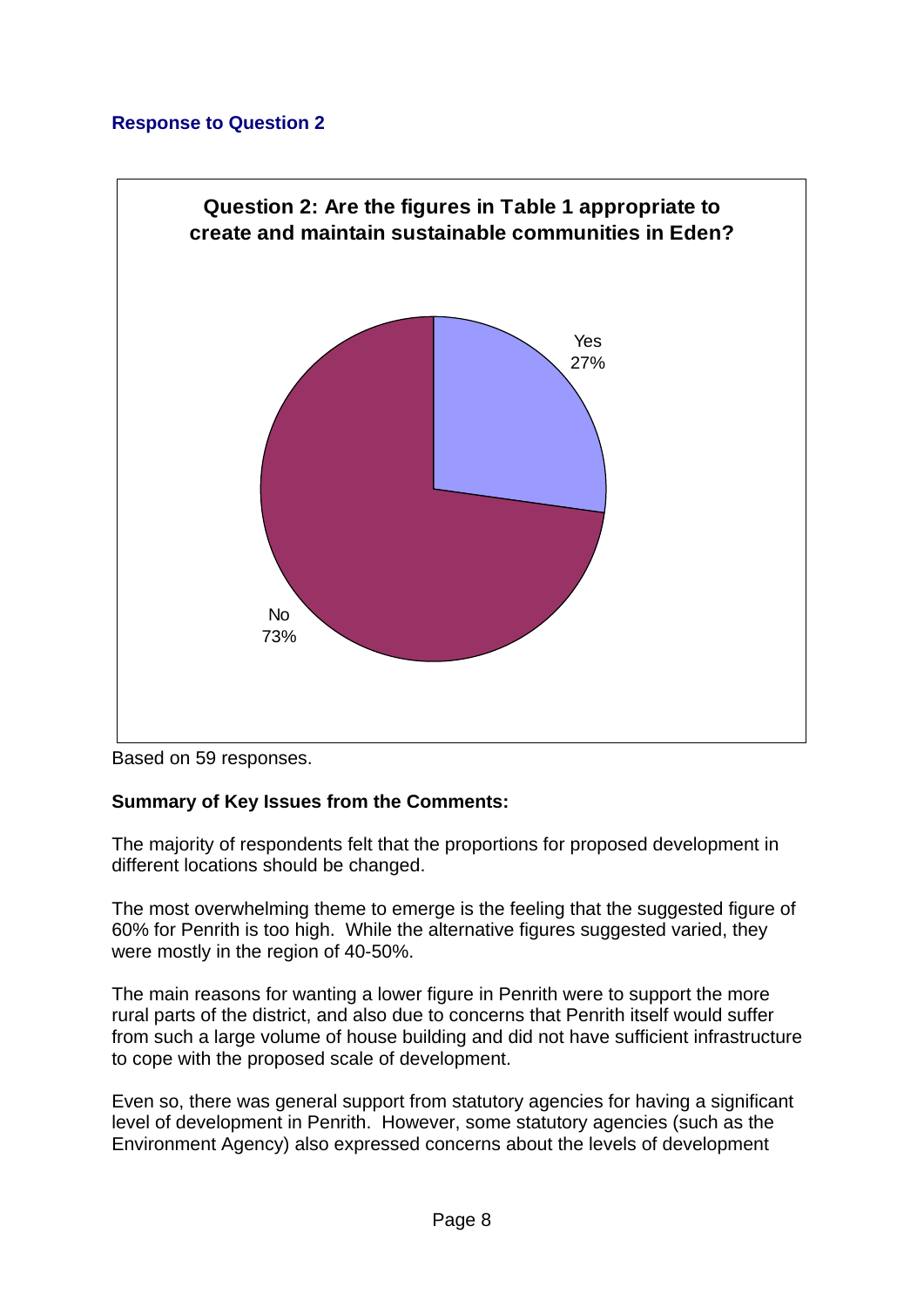## Response to Question 2

**Question 2: Are the figures in Table 1 appropriate to create and maintain sustainable communities in Eden?**

Yes 27%

No 73%

Based on 59 responses.

**Summary of Key Issues from the Comments:**

The majority of respondents felt that the proportions for proposed development in different locations should be changed.

The most overwhelming theme to emerge is the feeling that the suggested figure of 60% for Penrith is too high. While the alternative figures suggested varied, they were mostly in the region of 40-50%.

The main reasons for wanting a lower figure in Penrith were to support the more rural parts of the district, and also due to concerns that Penrith itself would suffer from such a large volume of house building and did not have sufficient infrastructure to cope with the proposed scale of development.

Even so, there was general support from statutory agencies for having a significant level of development in Penrith. However, some statutory agencies (such as the Environment Agency) also expressed concerns about the levels of development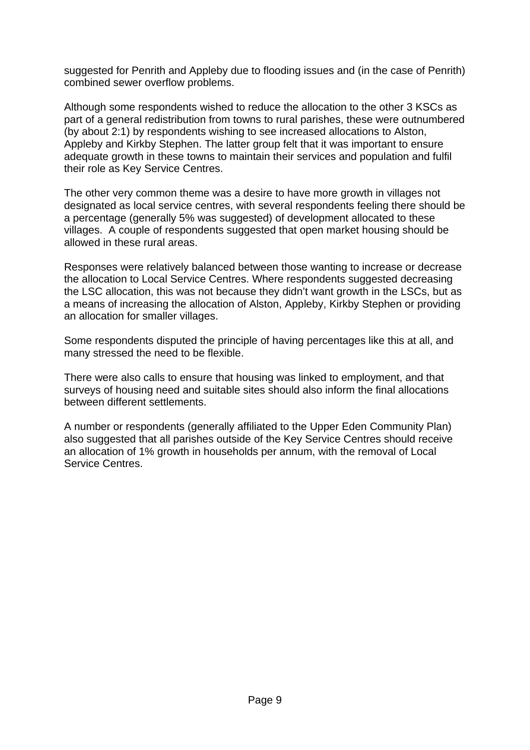suggested for Penrith and Appleby due to flooding issues and (in the case of Penrith) combined sewer overflow problems.

Although some respondents wished to reduce the allocation to the other 3 KSCs as part of a general redistribution from towns to rural parishes, these were outnumbered (by about 2:1) by respondents wishing to see increased allocations to Alston, Appleby and Kirkby Stephen. The latter group felt that it was important to ensure adequate growth in these towns to maintain their services and population and fulfil their role as Key Service Centres.

The other very common theme was a desire to have more growth in villages not designated as local service centres, with several respondents feeling there should be a percentage (generally 5% was suggested) of development allocated to these villages. A couple of respondents suggested that open market housing should be allowed in these rural areas.

Responses were relatively balanced between those wanting to increase or decrease the allocation to Local Service Centres. Where respondents suggested decreasing the LSC allocation, this was not because they didn't want growth in the LSCs, but as a means of increasing the allocation of Alston, Appleby, Kirkby Stephen or providing an allocation for smaller villages.

Some respondents disputed the principle of having percentages like this at all, and many stressed the need to be flexible.

There were also calls to ensure that housing was linked to employment, and that surveys of housing need and suitable sites should also inform the final allocations between different settlements.

A number or respondents (generally affiliated to the Upper Eden Community Plan) also suggested that all parishes outside of the Key Service Centres should receive an allocation of 1% growth in households per annum, with the removal of Local Service Centres.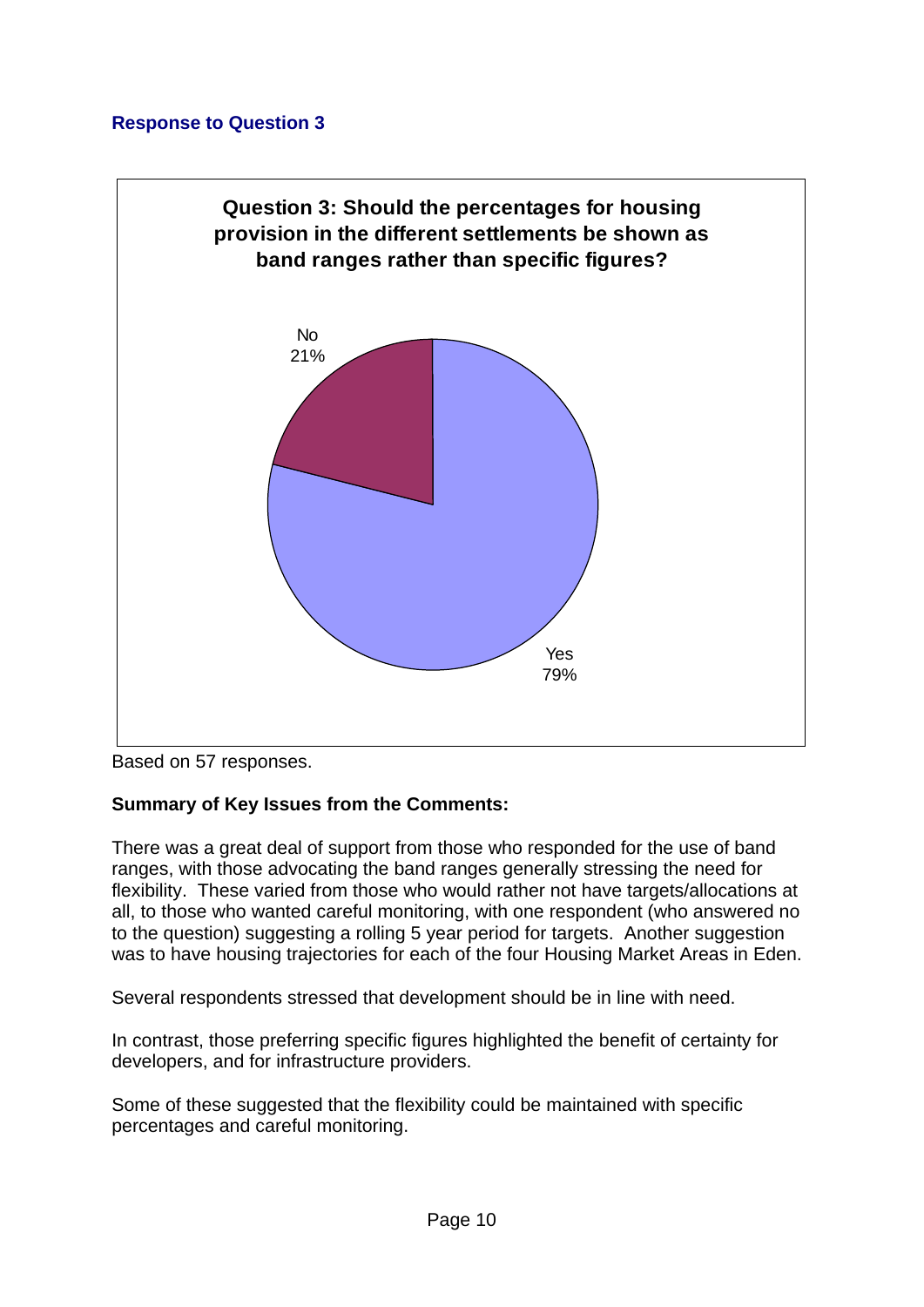### Response to Question 3

**Question 3: Should the percentages for housing provision in the different settlements be shown as band ranges rather than specific figures?**

No 21%

Yes 79%

Based on 57 responses.

**Summary of Key Issues from the Comments:**

There was a great deal of support from those who responded for the use of band ranges, with those advocating the band ranges generally stressing the need for flexibility. These varied from those who would rather not have targets/allocations at all, to those who wanted careful monitoring, with one respondent (who answered no to the question) suggesting a rolling 5 year period for targets. Another suggestion was to have housing trajectories for each of the four Housing Market Areas in Eden.

Several respondents stressed that development should be in line with need.

In contrast, those preferring specific figures highlighted the benefit of certainty for developers, and for infrastructure providers.

Some of these suggested that the flexibility could be maintained with specific percentages and careful monitoring.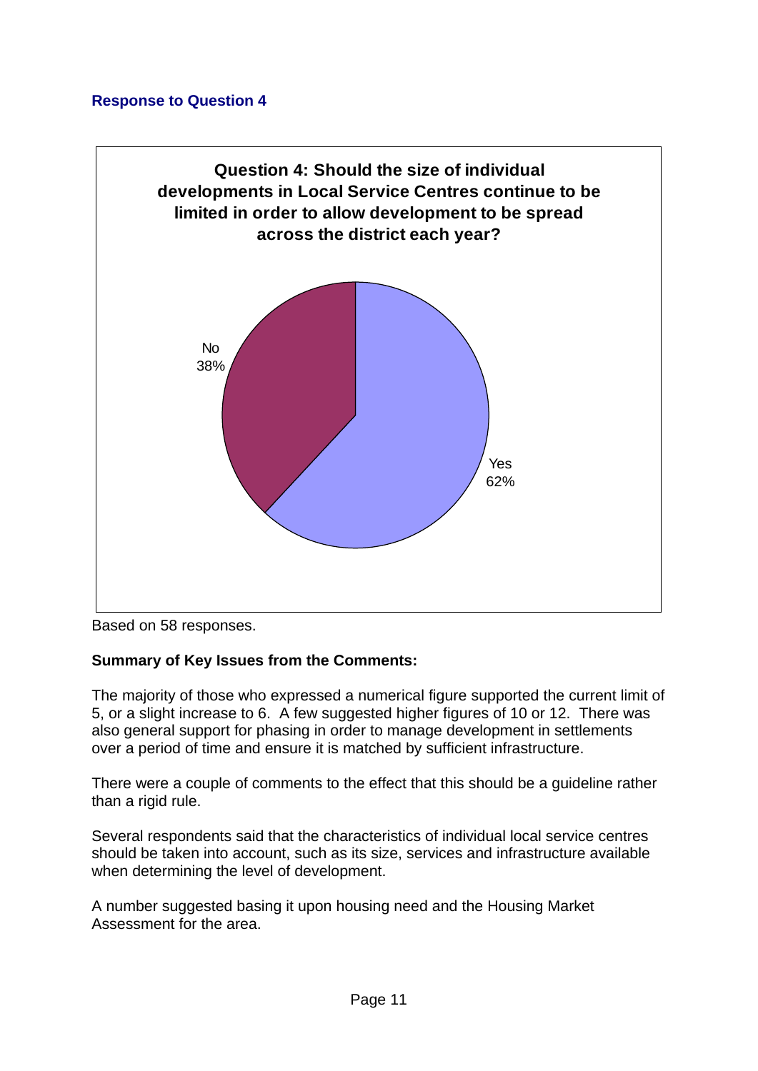## Response to Question 4

**Question 4: Should the size of individual developments in Local Service Centres continue to be limited in order to allow development to be spread across the district each year?**

No 38%

Yes 62%

Based on 58 responses.

**Summary of Key Issues from the Comments:**

The majority of those who expressed a numerical figure supported the current limit of 5, or a slight increase to 6. A few suggested higher figures of 10 or 12. There was also general support for phasing in order to manage development in settlements over a period of time and ensure it is matched by sufficient infrastructure.

There were a couple of comments to the effect that this should be a guideline rather than a rigid rule.

Several respondents said that the characteristics of individual local service centres should be taken into account, such as its size, services and infrastructure available when determining the level of development.

A number suggested basing it upon housing need and the Housing Market Assessment for the area.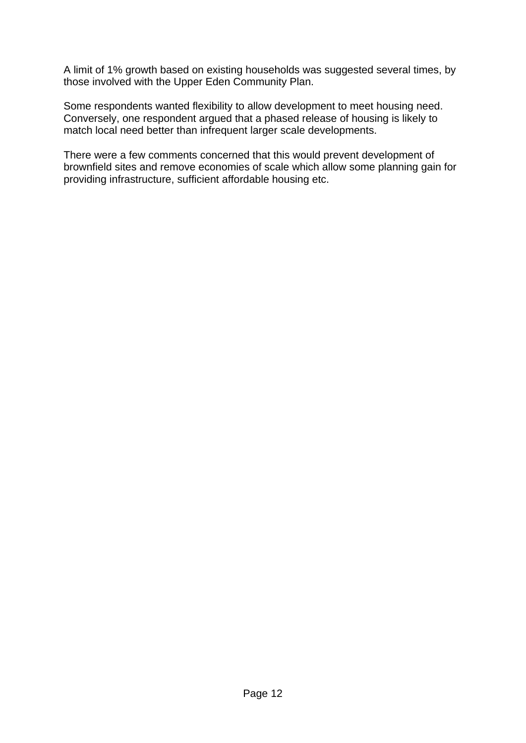A limit of 1% growth based on existing households was suggested several times, by those involved with the Upper Eden Community Plan.

Some respondents wanted flexibility to allow development to meet housing need. Conversely, one respondent argued that a phased release of housing is likely to match local need better than infrequent larger scale developments.

There were a few comments concerned that this would prevent development of brownfield sites and remove economies of scale which allow some planning gain for providing infrastructure, sufficient affordable housing etc.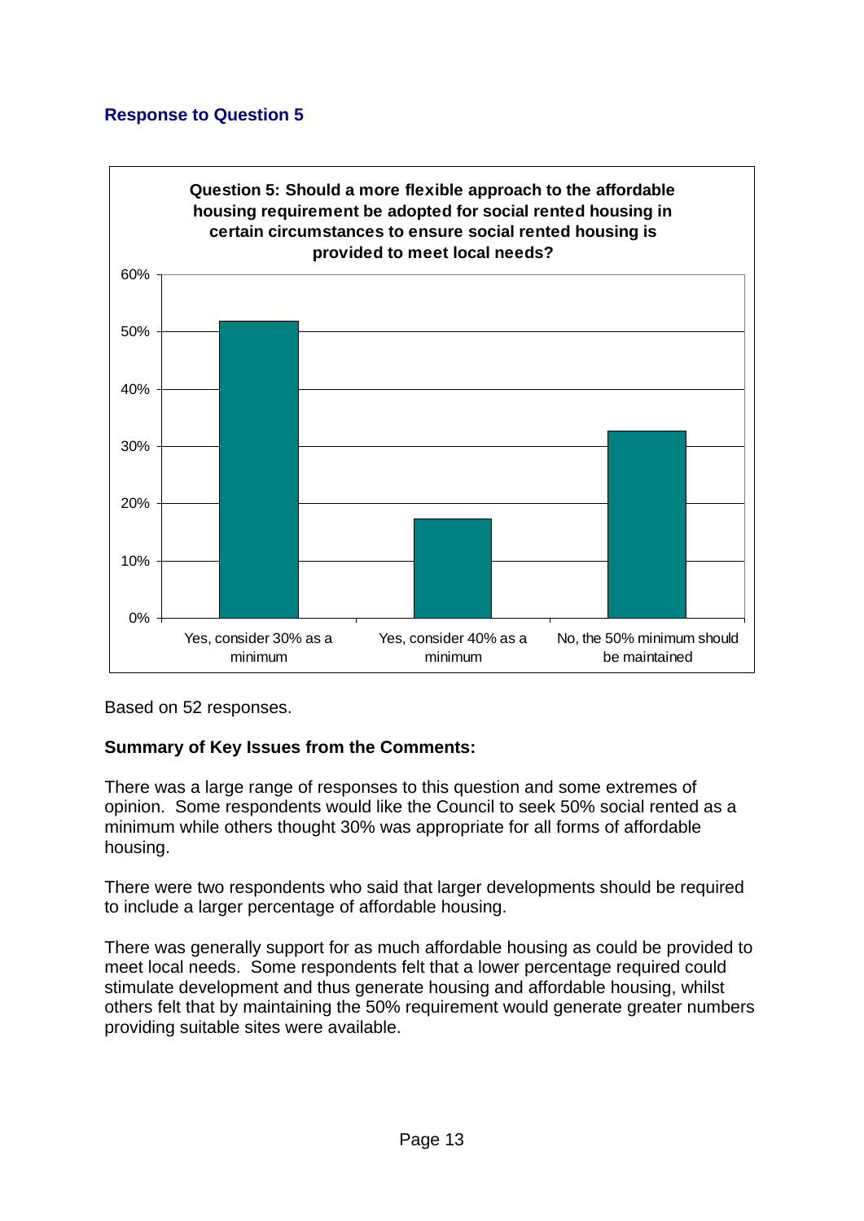## Response to Question 5

**Question 5: Should a more flexible approach to the affordable housing requirement be adopted for social rented housing in certain circumstances to ensure social rented housing is provided to meet local needs?**

| Response | Percentage (approx.) |
| --- | --- |
| Yes, consider 30% as a minimum | 52% |
| Yes, consider 40% as a minimum | 17% |
| No, the 50% minimum should be maintained | 33% |

Based on 52 responses.

**Summary of Key Issues from the Comments:**

There was a large range of responses to this question and some extremes of opinion. Some respondents would like the Council to seek 50% social rented as a minimum while others thought 30% was appropriate for all forms of affordable housing.

There were two respondents who said that larger developments should be required to include a larger percentage of affordable housing.

There was generally support for as much affordable housing as could be provided to meet local needs. Some respondents felt that a lower percentage required could stimulate development and thus generate housing and affordable housing, whilst others felt that by maintaining the 50% requirement would generate greater numbers providing suitable sites were available.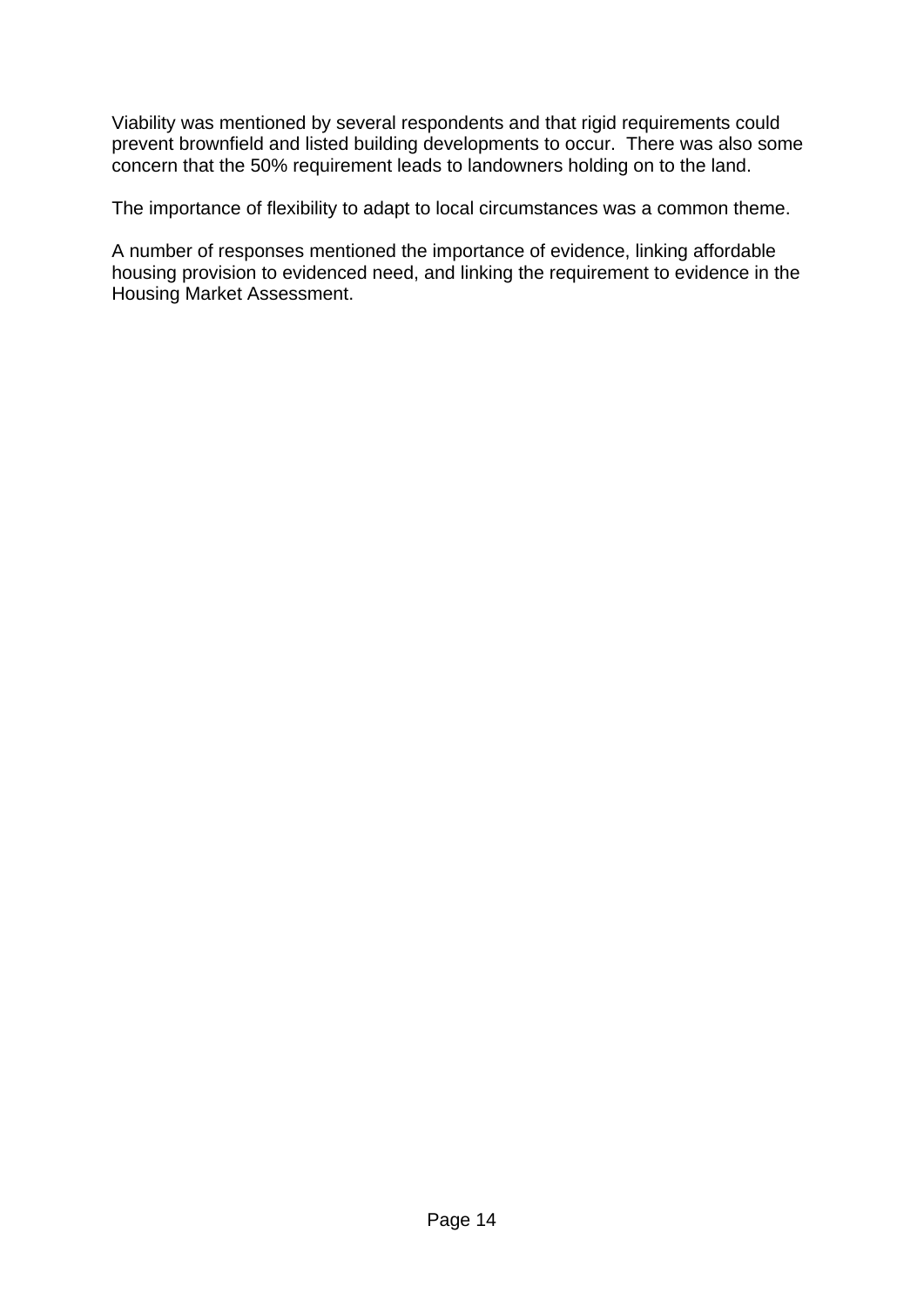Viability was mentioned by several respondents and that rigid requirements could prevent brownfield and listed building developments to occur.  There was also some concern that the 50% requirement leads to landowners holding on to the land.

The importance of flexibility to adapt to local circumstances was a common theme.

A number of responses mentioned the importance of evidence, linking affordable housing provision to evidenced need, and linking the requirement to evidence in the Housing Market Assessment.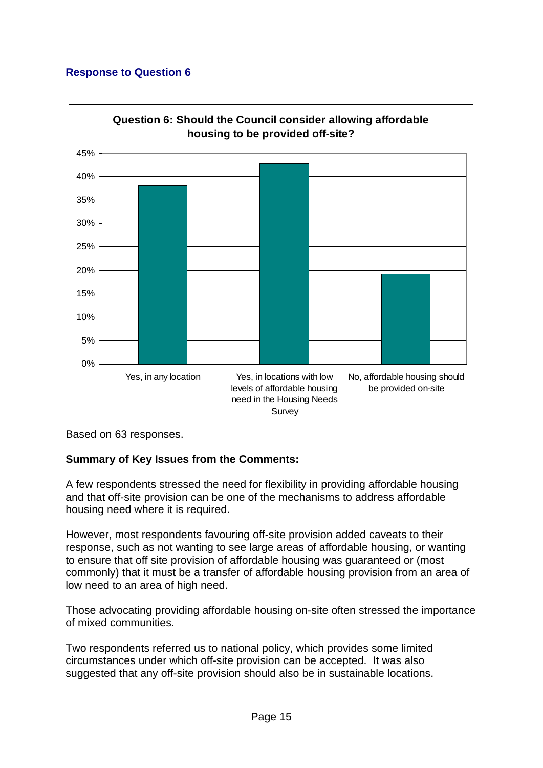### Response to Question 6

**Question 6: Should the Council consider allowing affordable housing to be provided off-site?**

| Response | Percentage (approx.) |
| --- | --- |
| Yes, in any location | 38% |
| Yes, in locations with low levels of affordable housing need in the Housing Needs Survey | 43% |
| No, affordable housing should be provided on-site | 19% |

Based on 63 responses.

**Summary of Key Issues from the Comments:**

A few respondents stressed the need for flexibility in providing affordable housing and that off-site provision can be one of the mechanisms to address affordable housing need where it is required.

However, most respondents favouring off-site provision added caveats to their response, such as not wanting to see large areas of affordable housing, or wanting to ensure that off site provision of affordable housing was guaranteed or (most commonly) that it must be a transfer of affordable housing provision from an area of low need to an area of high need.

Those advocating providing affordable housing on-site often stressed the importance of mixed communities.

Two respondents referred us to national policy, which provides some limited circumstances under which off-site provision can be accepted. It was also suggested that any off-site provision should also be in sustainable locations.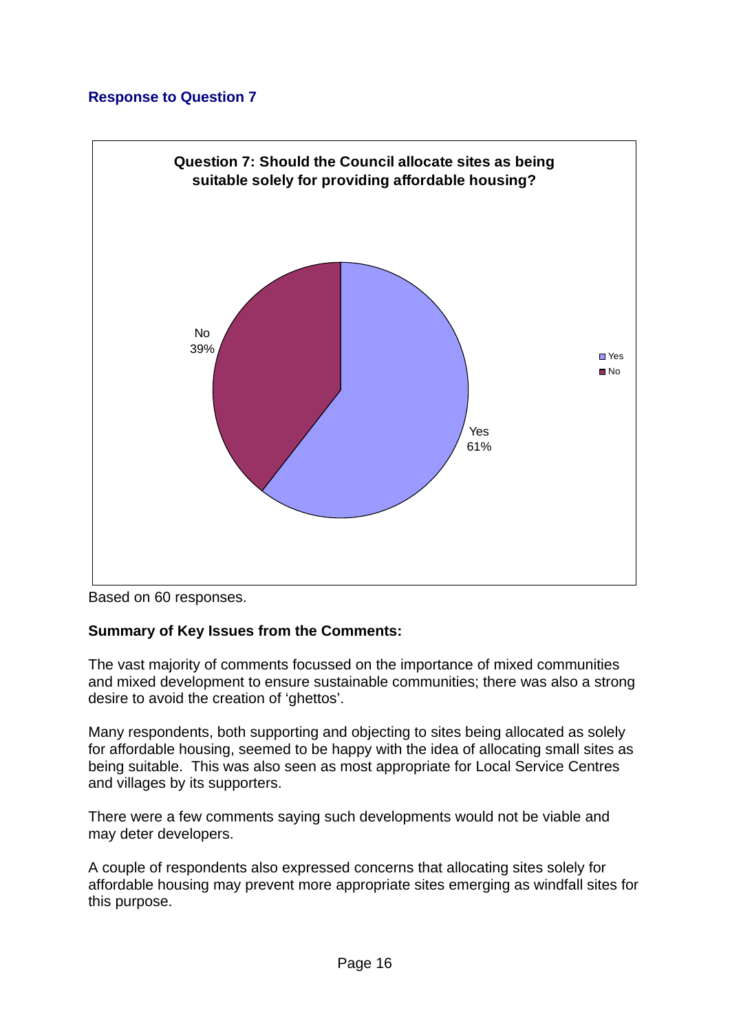## Response to Question 7

**Question 7: Should the Council allocate sites as being suitable solely for providing affordable housing?**

| Response | Percentage |
|---|---|
| Yes | 61% |
| No | 39% |

Based on 60 responses.

**Summary of Key Issues from the Comments:**

The vast majority of comments focussed on the importance of mixed communities and mixed development to ensure sustainable communities; there was also a strong desire to avoid the creation of 'ghettos'.

Many respondents, both supporting and objecting to sites being allocated as solely for affordable housing, seemed to be happy with the idea of allocating small sites as being suitable. This was also seen as most appropriate for Local Service Centres and villages by its supporters.

There were a few comments saying such developments would not be viable and may deter developers.

A couple of respondents also expressed concerns that allocating sites solely for affordable housing may prevent more appropriate sites emerging as windfall sites for this purpose.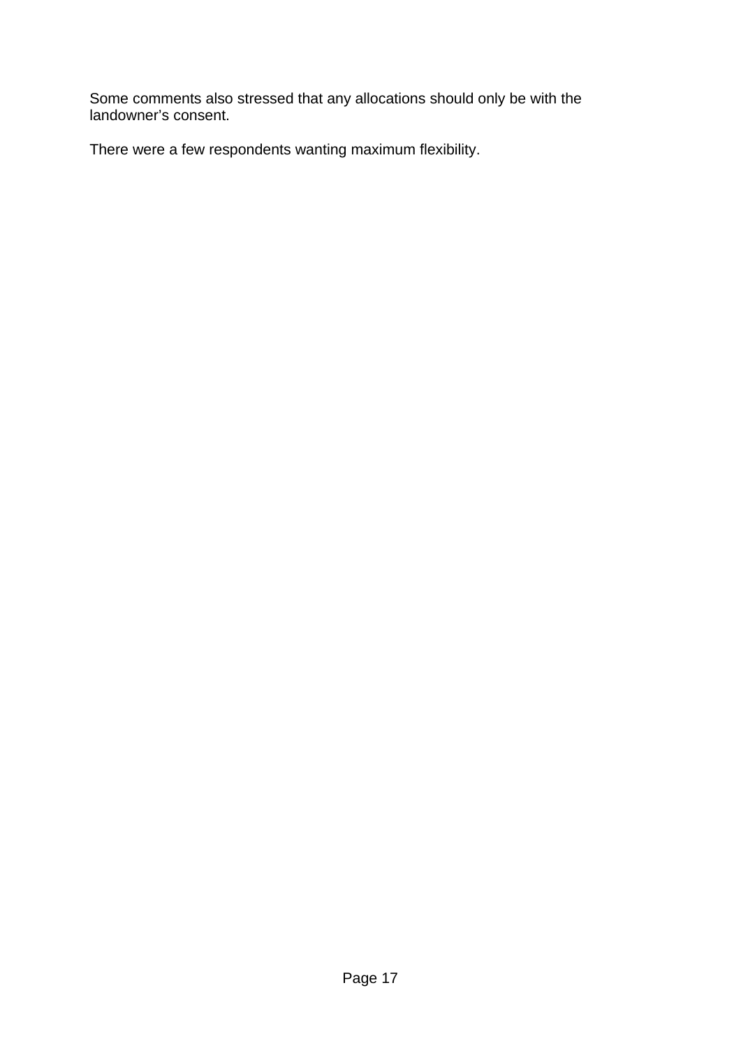Some comments also stressed that any allocations should only be with the landowner’s consent.

There were a few respondents wanting maximum flexibility.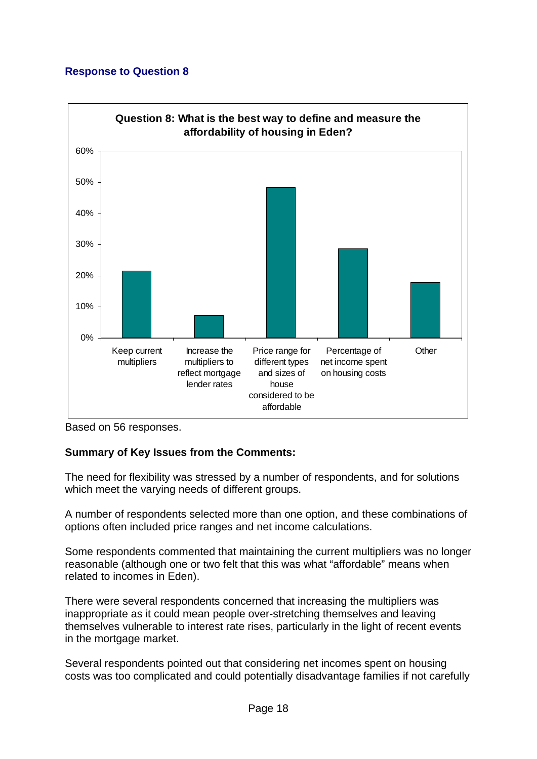## Response to Question 8

**Question 8: What is the best way to define and measure the affordability of housing in Eden?**

| Option | Percentage |
| --- | --- |
| Keep current multipliers | ~22% |
| Increase the multipliers to reflect mortgage lender rates | ~7% |
| Price range for different types and sizes of house considered to be affordable | ~48% |
| Percentage of net income spent on housing costs | ~29% |
| Other | ~18% |

Based on 56 responses.

**Summary of Key Issues from the Comments:**

The need for flexibility was stressed by a number of respondents, and for solutions which meet the varying needs of different groups.

A number of respondents selected more than one option, and these combinations of options often included price ranges and net income calculations.

Some respondents commented that maintaining the current multipliers was no longer reasonable (although one or two felt that this was what "affordable" means when related to incomes in Eden).

There were several respondents concerned that increasing the multipliers was inappropriate as it could mean people over-stretching themselves and leaving themselves vulnerable to interest rate rises, particularly in the light of recent events in the mortgage market.

Several respondents pointed out that considering net incomes spent on housing costs was too complicated and could potentially disadvantage families if not carefully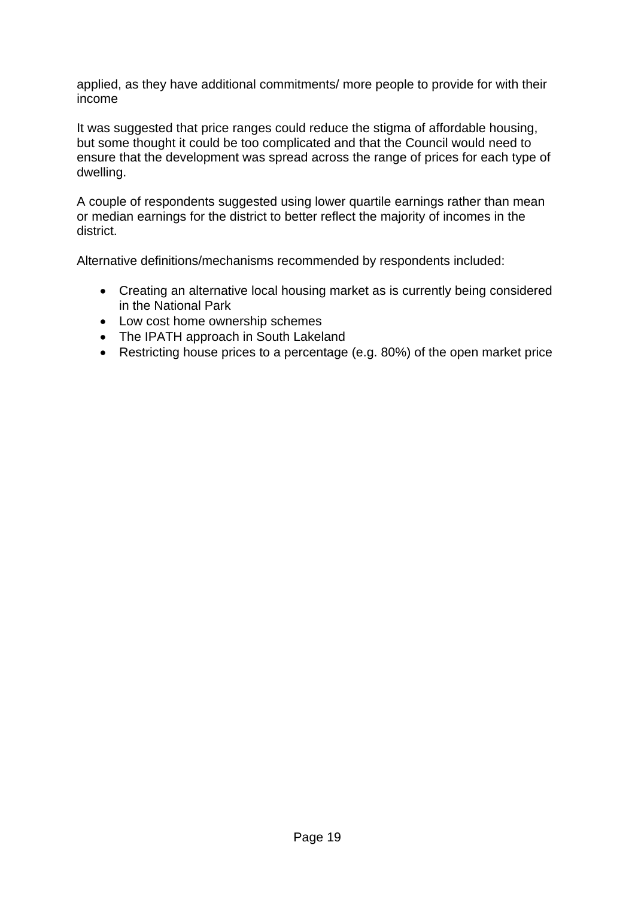applied, as they have additional commitments/ more people to provide for with their income

It was suggested that price ranges could reduce the stigma of affordable housing, but some thought it could be too complicated and that the Council would need to ensure that the development was spread across the range of prices for each type of dwelling.

A couple of respondents suggested using lower quartile earnings rather than mean or median earnings for the district to better reflect the majority of incomes in the district.

Alternative definitions/mechanisms recommended by respondents included:

- Creating an alternative local housing market as is currently being considered in the National Park
- Low cost home ownership schemes
- The IPATH approach in South Lakeland
- Restricting house prices to a percentage (e.g. 80%) of the open market price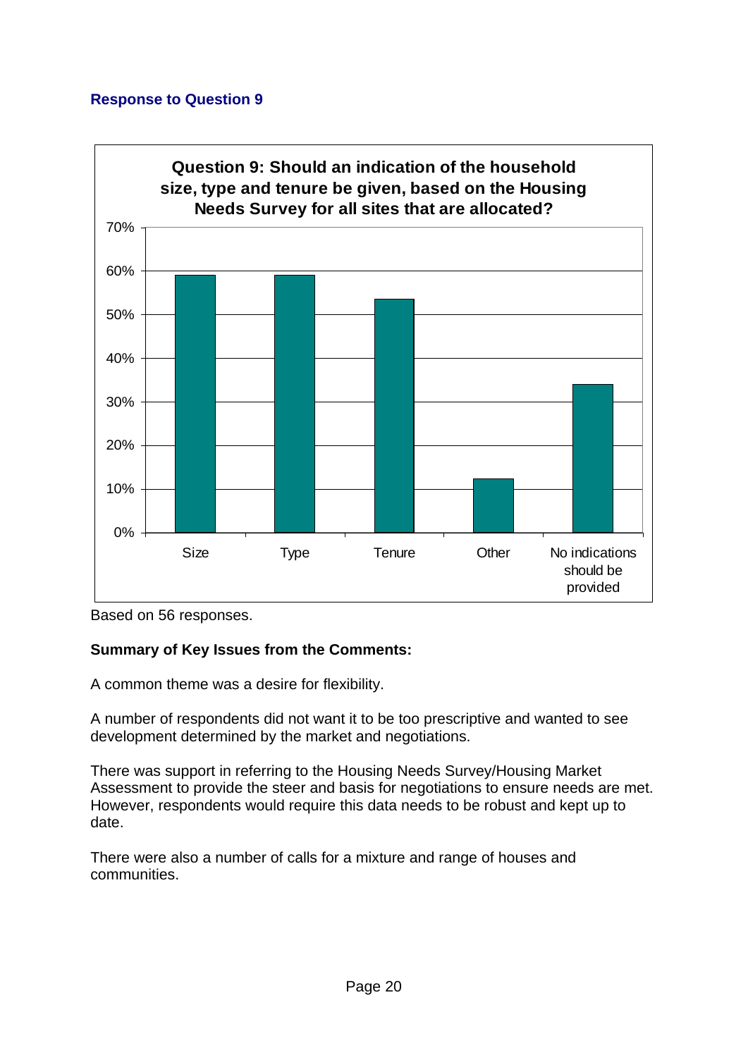## Response to Question 9

**Question 9: Should an indication of the household size, type and tenure be given, based on the Housing Needs Survey for all sites that are allocated?**

| Response | Percentage (approx.) |
|---|---|
| Size | 59% |
| Type | 59% |
| Tenure | 53.5% |
| Other | 12.5% |
| No indications should be provided | 34% |

Based on 56 responses.

**Summary of Key Issues from the Comments:**

A common theme was a desire for flexibility.

A number of respondents did not want it to be too prescriptive and wanted to see development determined by the market and negotiations.

There was support in referring to the Housing Needs Survey/Housing Market Assessment to provide the steer and basis for negotiations to ensure needs are met. However, respondents would require this data needs to be robust and kept up to date.

There were also a number of calls for a mixture and range of houses and communities.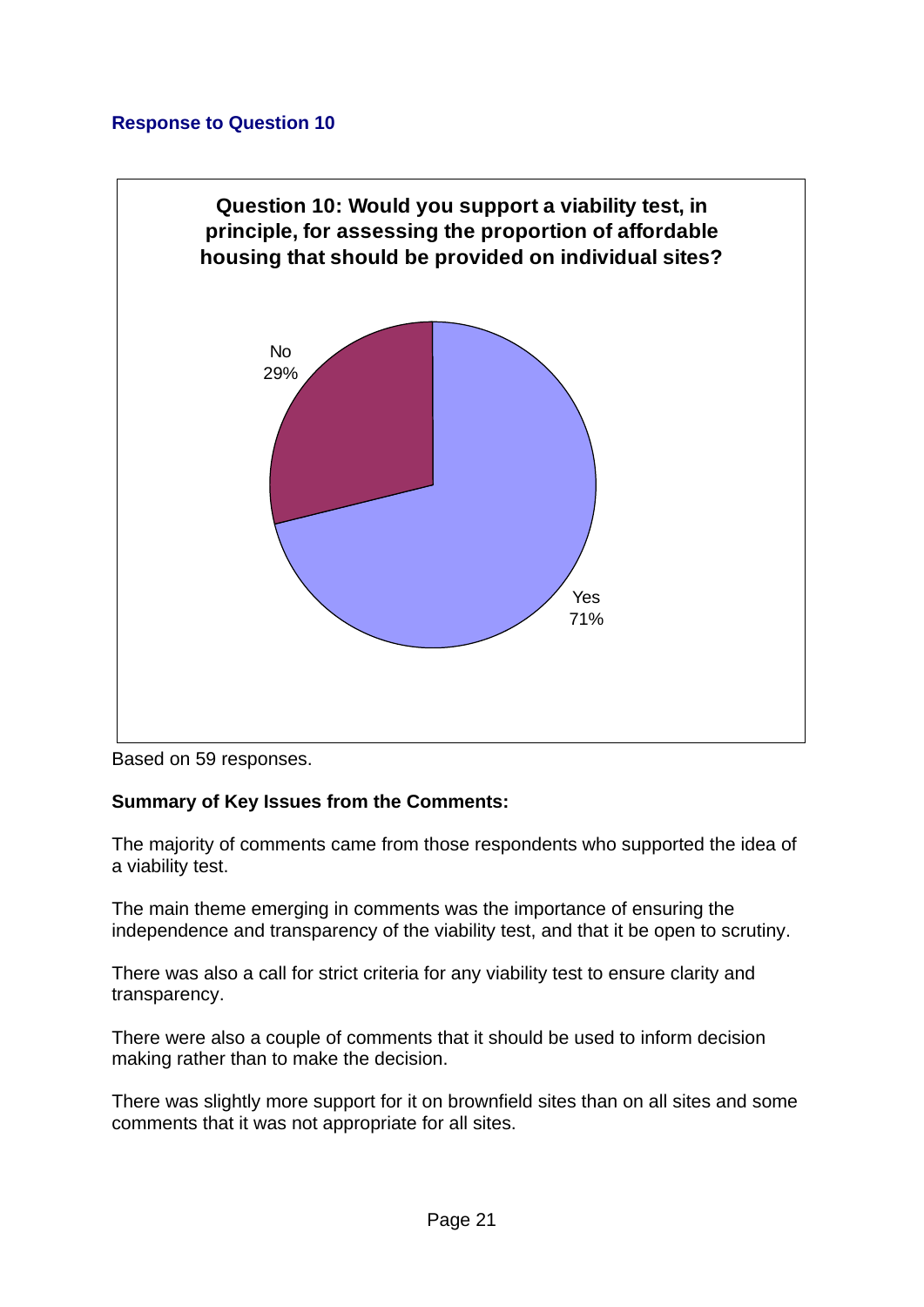## Response to Question 10

**Question 10: Would you support a viability test, in principle, for assessing the proportion of affordable housing that should be provided on individual sites?**

No
29%

Yes
71%

Based on 59 responses.

**Summary of Key Issues from the Comments:**

The majority of comments came from those respondents who supported the idea of a viability test.

The main theme emerging in comments was the importance of ensuring the independence and transparency of the viability test, and that it be open to scrutiny.

There was also a call for strict criteria for any viability test to ensure clarity and transparency.

There were also a couple of comments that it should be used to inform decision making rather than to make the decision.

There was slightly more support for it on brownfield sites than on all sites and some comments that it was not appropriate for all sites.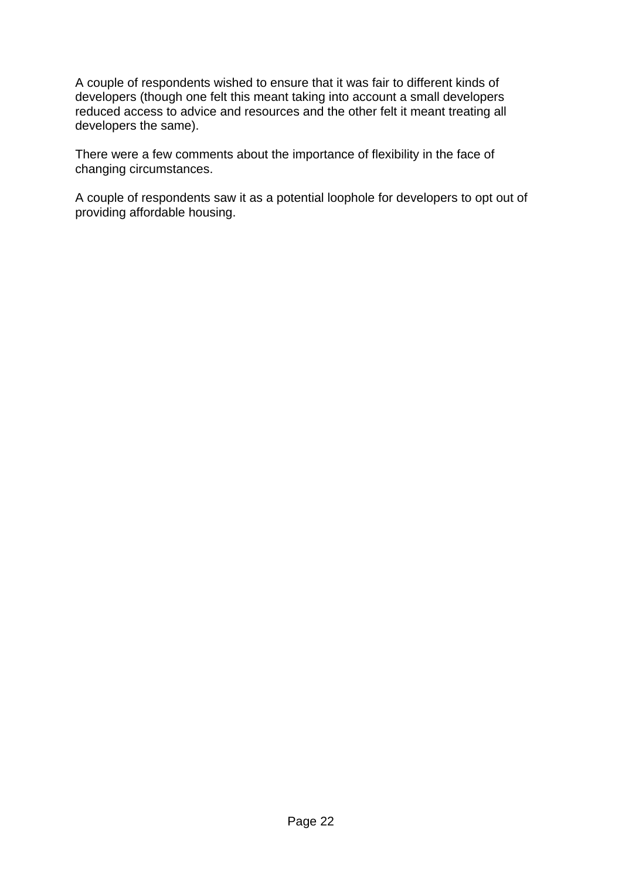A couple of respondents wished to ensure that it was fair to different kinds of developers (though one felt this meant taking into account a small developers reduced access to advice and resources and the other felt it meant treating all developers the same).

There were a few comments about the importance of flexibility in the face of changing circumstances.

A couple of respondents saw it as a potential loophole for developers to opt out of providing affordable housing.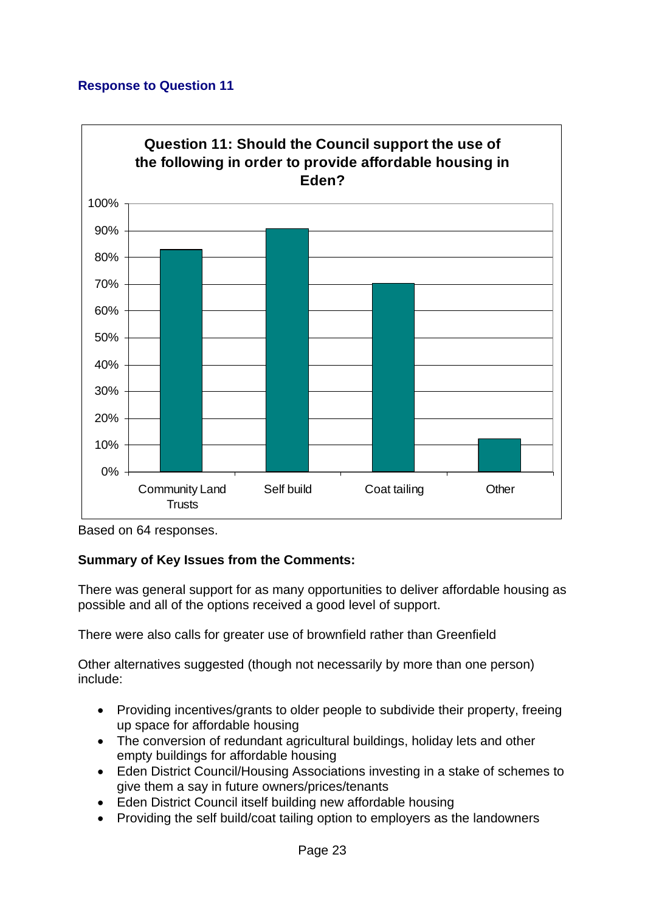### Response to Question 11

**Question 11: Should the Council support the use of the following in order to provide affordable housing in Eden?**

| Option | Response |
|---|---|
| Community Land Trusts | ~83% |
| Self build | ~91% |
| Coat tailing | ~70% |
| Other | ~12% |

Based on 64 responses.

**Summary of Key Issues from the Comments:**

There was general support for as many opportunities to deliver affordable housing as possible and all of the options received a good level of support.

There were also calls for greater use of brownfield rather than Greenfield

Other alternatives suggested (though not necessarily by more than one person) include:

- Providing incentives/grants to older people to subdivide their property, freeing up space for affordable housing
- The conversion of redundant agricultural buildings, holiday lets and other empty buildings for affordable housing
- Eden District Council/Housing Associations investing in a stake of schemes to give them a say in future owners/prices/tenants
- Eden District Council itself building new affordable housing
- Providing the self build/coat tailing option to employers as the landowners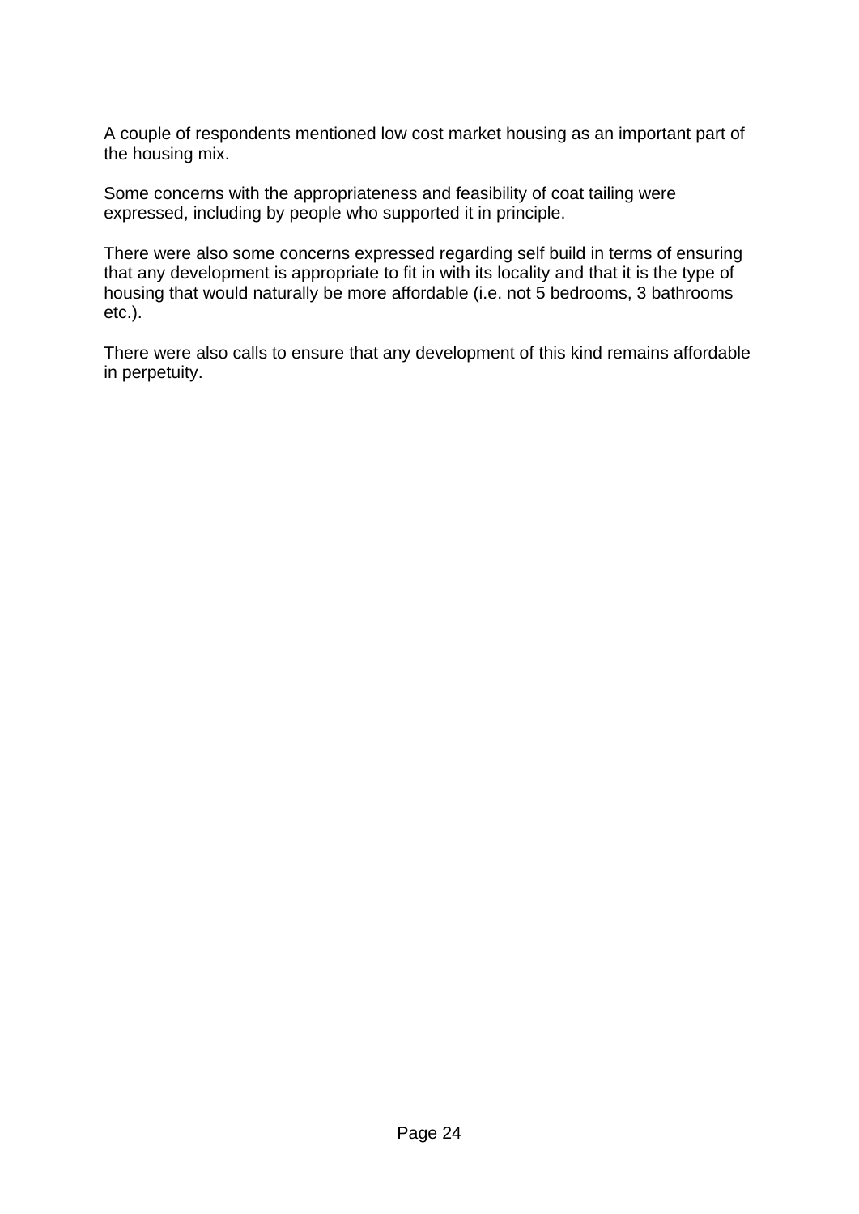A couple of respondents mentioned low cost market housing as an important part of the housing mix.

Some concerns with the appropriateness and feasibility of coat tailing were expressed, including by people who supported it in principle.

There were also some concerns expressed regarding self build in terms of ensuring that any development is appropriate to fit in with its locality and that it is the type of housing that would naturally be more affordable (i.e. not 5 bedrooms, 3 bathrooms etc.).

There were also calls to ensure that any development of this kind remains affordable in perpetuity.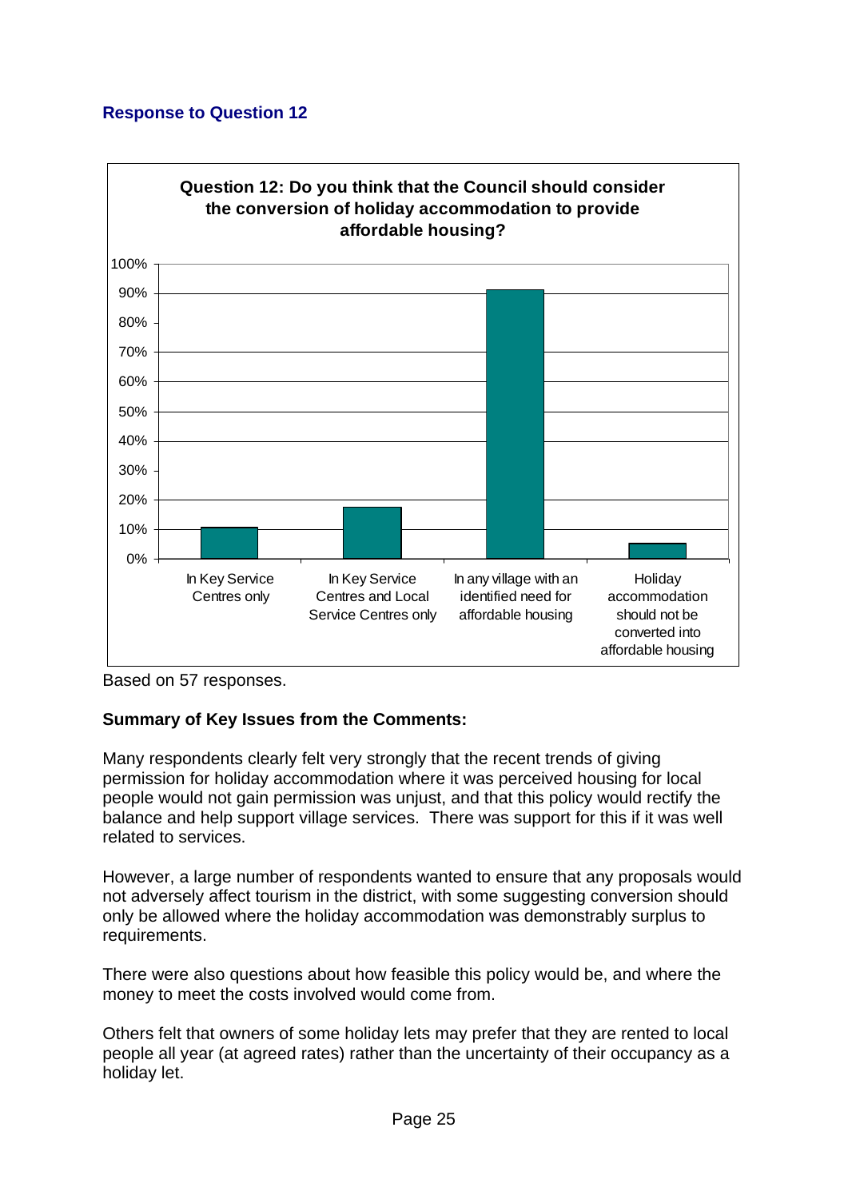## Response to Question 12

**Question 12: Do you think that the Council should consider the conversion of holiday accommodation to provide affordable housing?**

| Response | Percentage |
|---|---|
| In Key Service Centres only | ~11% |
| In Key Service Centres and Local Service Centres only | ~18% |
| In any village with an identified need for affordable housing | ~91% |
| Holiday accommodation should not be converted into affordable housing | ~5% |

Based on 57 responses.

**Summary of Key Issues from the Comments:**

Many respondents clearly felt very strongly that the recent trends of giving permission for holiday accommodation where it was perceived housing for local people would not gain permission was unjust, and that this policy would rectify the balance and help support village services. There was support for this if it was well related to services.

However, a large number of respondents wanted to ensure that any proposals would not adversely affect tourism in the district, with some suggesting conversion should only be allowed where the holiday accommodation was demonstrably surplus to requirements.

There were also questions about how feasible this policy would be, and where the money to meet the costs involved would come from.

Others felt that owners of some holiday lets may prefer that they are rented to local people all year (at agreed rates) rather than the uncertainty of their occupancy as a holiday let.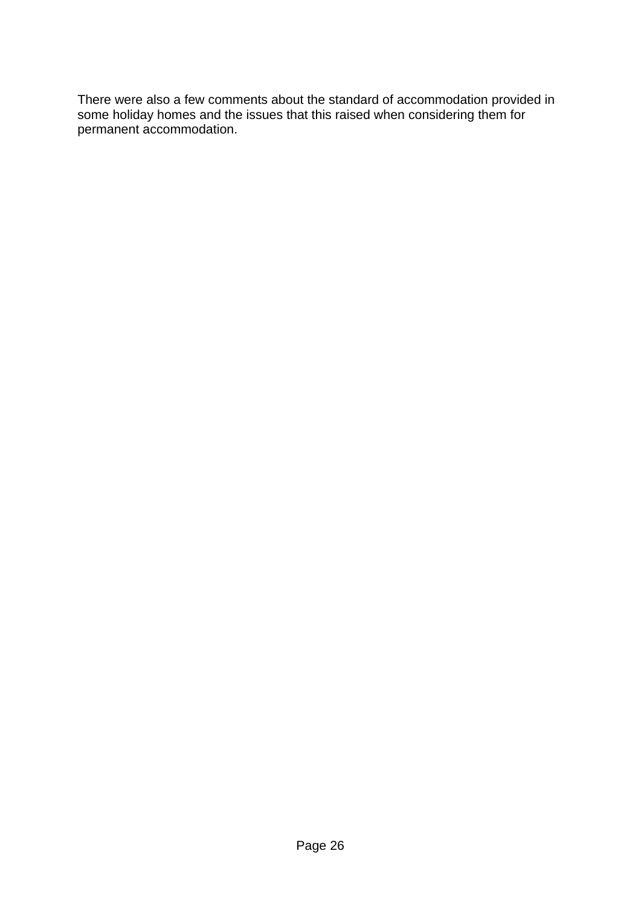There were also a few comments about the standard of accommodation provided in some holiday homes and the issues that this raised when considering them for permanent accommodation.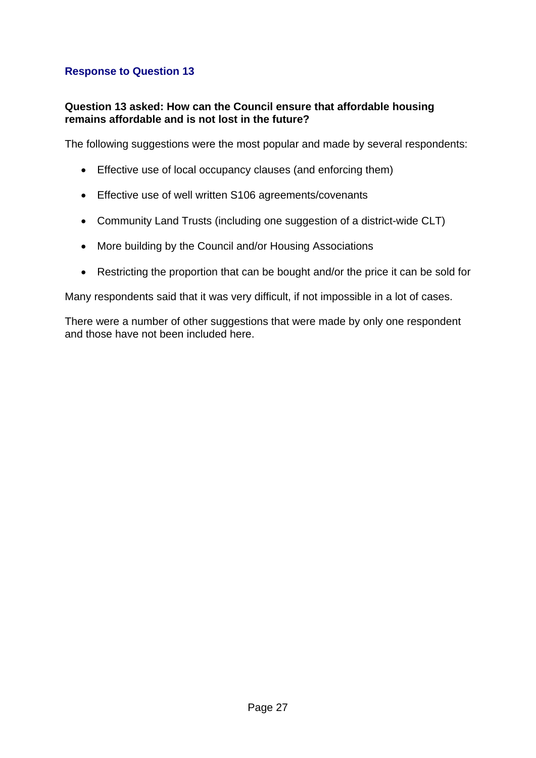## Response to Question 13

**Question 13 asked: How can the Council ensure that affordable housing remains affordable and is not lost in the future?**

The following suggestions were the most popular and made by several respondents:

- Effective use of local occupancy clauses (and enforcing them)
- Effective use of well written S106 agreements/covenants
- Community Land Trusts (including one suggestion of a district-wide CLT)
- More building by the Council and/or Housing Associations
- Restricting the proportion that can be bought and/or the price it can be sold for

Many respondents said that it was very difficult, if not impossible in a lot of cases.

There were a number of other suggestions that were made by only one respondent and those have not been included here.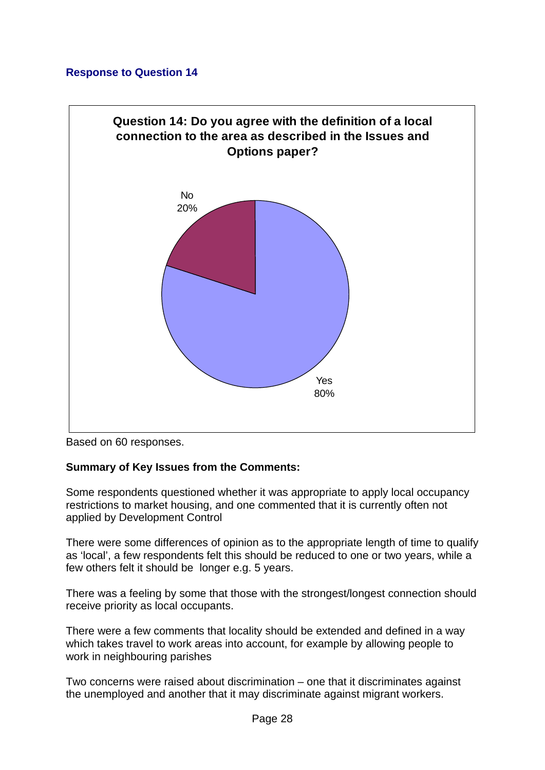### Response to Question 14

**Question 14: Do you agree with the definition of a local connection to the area as described in the Issues and Options paper?**

| Response | Percentage |
|---|---|
| Yes | 80% |
| No | 20% |

Based on 60 responses.

**Summary of Key Issues from the Comments:**

Some respondents questioned whether it was appropriate to apply local occupancy restrictions to market housing, and one commented that it is currently often not applied by Development Control

There were some differences of opinion as to the appropriate length of time to qualify as 'local', a few respondents felt this should be reduced to one or two years, while a few others felt it should be longer e.g. 5 years.

There was a feeling by some that those with the strongest/longest connection should receive priority as local occupants.

There were a few comments that locality should be extended and defined in a way which takes travel to work areas into account, for example by allowing people to work in neighbouring parishes

Two concerns were raised about discrimination – one that it discriminates against the unemployed and another that it may discriminate against migrant workers.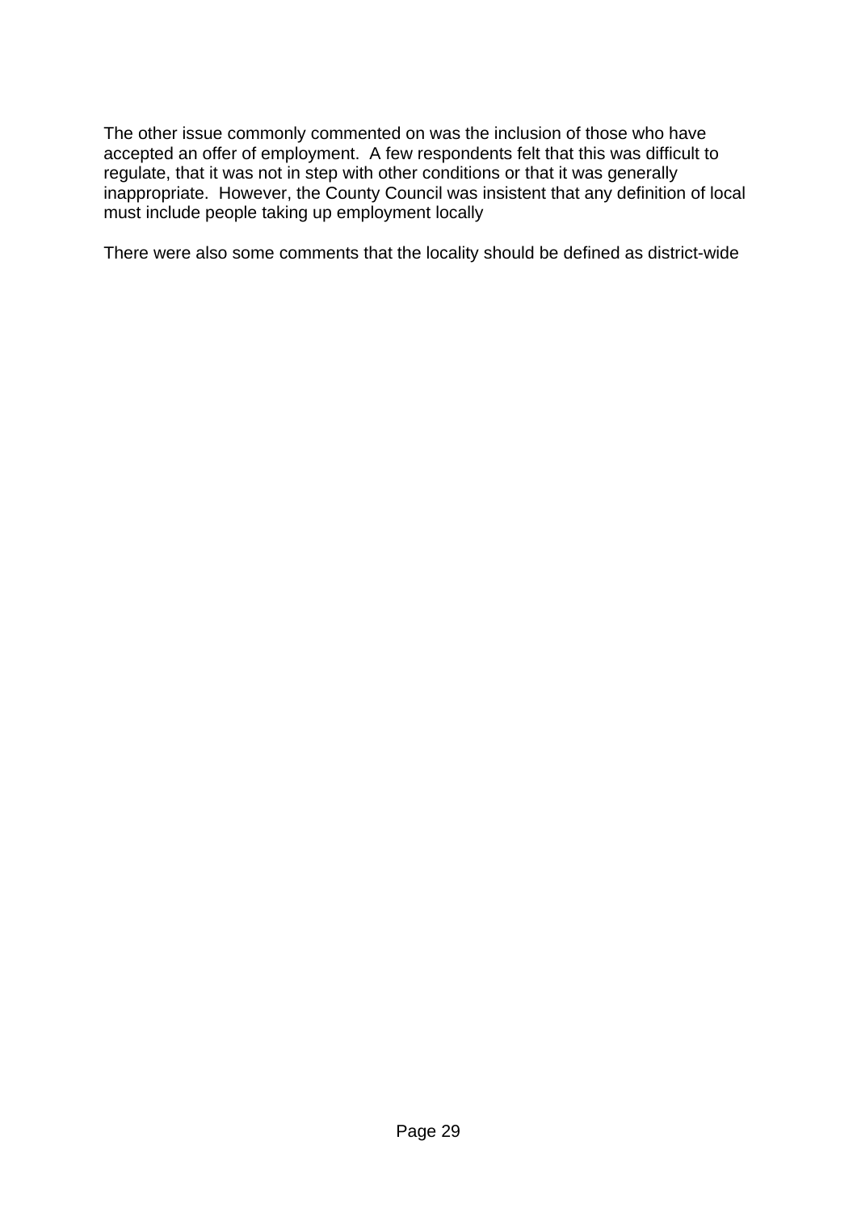The other issue commonly commented on was the inclusion of those who have accepted an offer of employment.  A few respondents felt that this was difficult to regulate, that it was not in step with other conditions or that it was generally inappropriate.  However, the County Council was insistent that any definition of local must include people taking up employment locally

There were also some comments that the locality should be defined as district-wide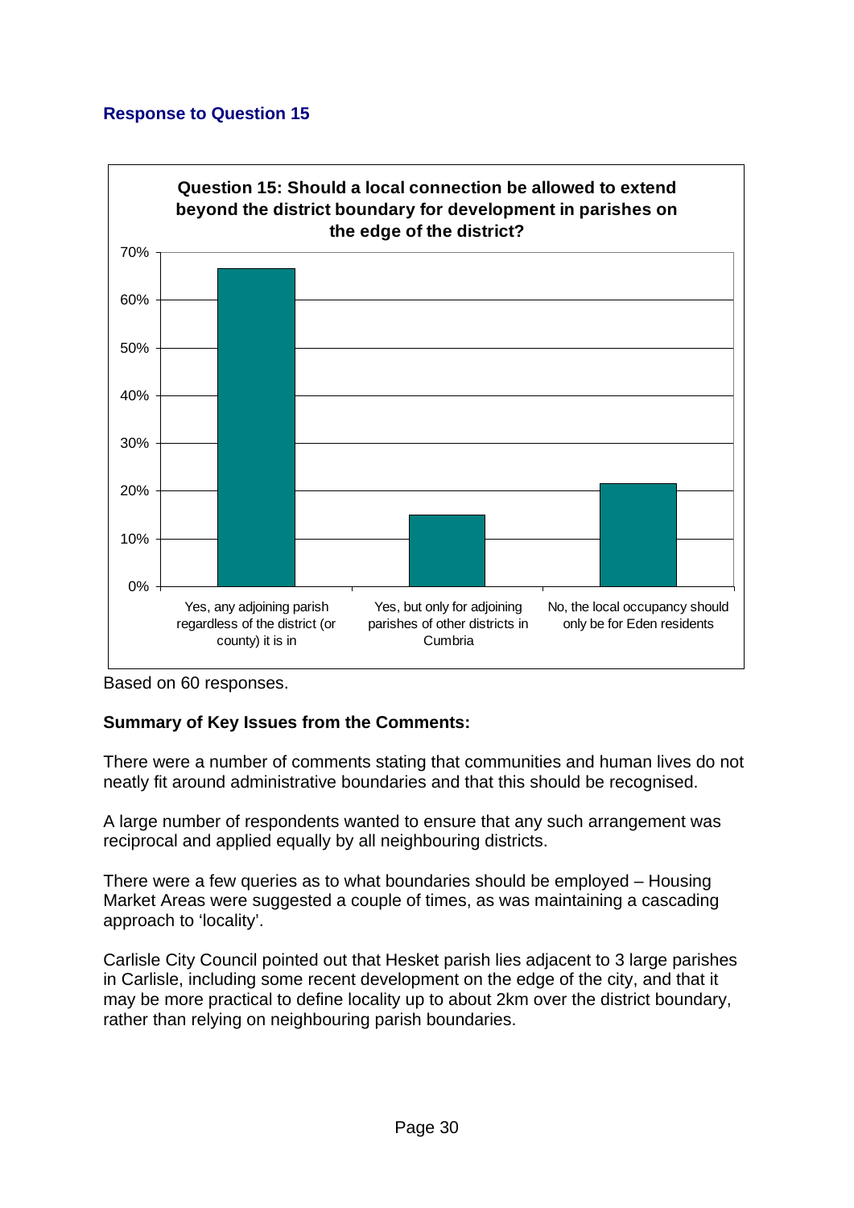### Response to Question 15

**Question 15: Should a local connection be allowed to extend beyond the district boundary for development in parishes on the edge of the district?**

| Response | Percentage |
| --- | --- |
| Yes, any adjoining parish regardless of the district (or county) it is in | ~67% |
| Yes, but only for adjoining parishes of other districts in Cumbria | ~15% |
| No, the local occupancy should only be for Eden residents | ~22% |

Based on 60 responses.

**Summary of Key Issues from the Comments:**

There were a number of comments stating that communities and human lives do not neatly fit around administrative boundaries and that this should be recognised.

A large number of respondents wanted to ensure that any such arrangement was reciprocal and applied equally by all neighbouring districts.

There were a few queries as to what boundaries should be employed – Housing Market Areas were suggested a couple of times, as was maintaining a cascading approach to 'locality'.

Carlisle City Council pointed out that Hesket parish lies adjacent to 3 large parishes in Carlisle, including some recent development on the edge of the city, and that it may be more practical to define locality up to about 2km over the district boundary, rather than relying on neighbouring parish boundaries.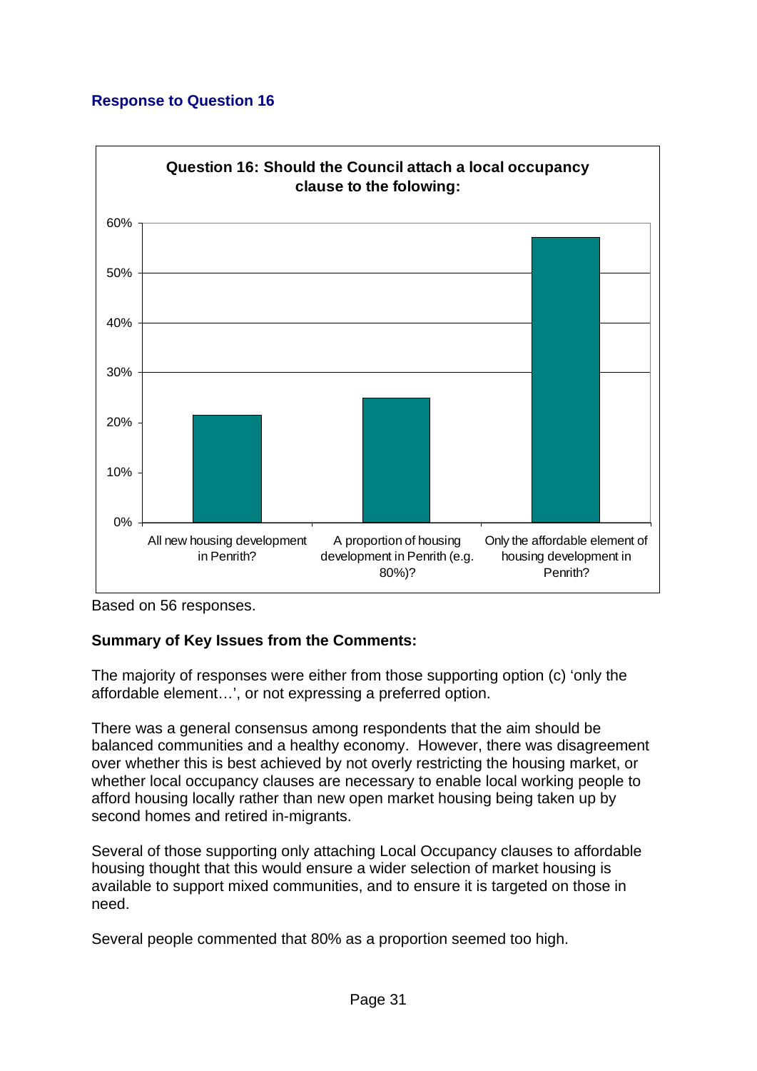### Response to Question 16

**Question 16: Should the Council attach a local occupancy clause to the folowing:**

| Option | Percentage (approx.) |
|---|---|
| All new housing development in Penrith? | ~21% |
| A proportion of housing development in Penrith (e.g. 80%)? | ~25% |
| Only the affordable element of housing development in Penrith? | ~57% |

Based on 56 responses.

**Summary of Key Issues from the Comments:**

The majority of responses were either from those supporting option (c) 'only the affordable element…', or not expressing a preferred option.

There was a general consensus among respondents that the aim should be balanced communities and a healthy economy. However, there was disagreement over whether this is best achieved by not overly restricting the housing market, or whether local occupancy clauses are necessary to enable local working people to afford housing locally rather than new open market housing being taken up by second homes and retired in-migrants.

Several of those supporting only attaching Local Occupancy clauses to affordable housing thought that this would ensure a wider selection of market housing is available to support mixed communities, and to ensure it is targeted on those in need.

Several people commented that 80% as a proportion seemed too high.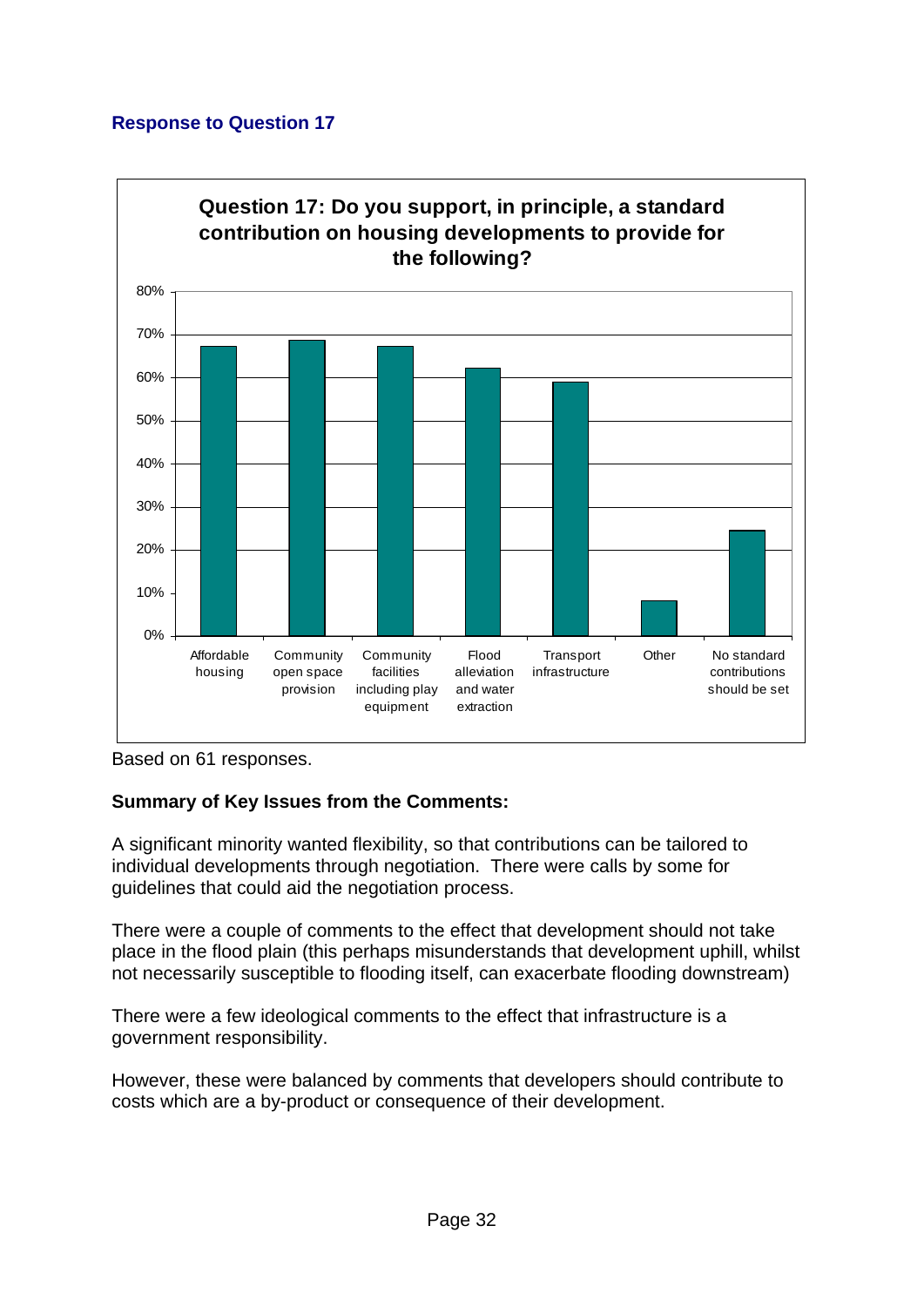## Response to Question 17

**Question 17: Do you support, in principle, a standard contribution on housing developments to provide for the following?**

Based on 61 responses.

**Summary of Key Issues from the Comments:**

A significant minority wanted flexibility, so that contributions can be tailored to individual developments through negotiation. There were calls by some for guidelines that could aid the negotiation process.

There were a couple of comments to the effect that development should not take place in the flood plain (this perhaps misunderstands that development uphill, whilst not necessarily susceptible to flooding itself, can exacerbate flooding downstream)

There were a few ideological comments to the effect that infrastructure is a government responsibility.

However, these were balanced by comments that developers should contribute to costs which are a by-product or consequence of their development.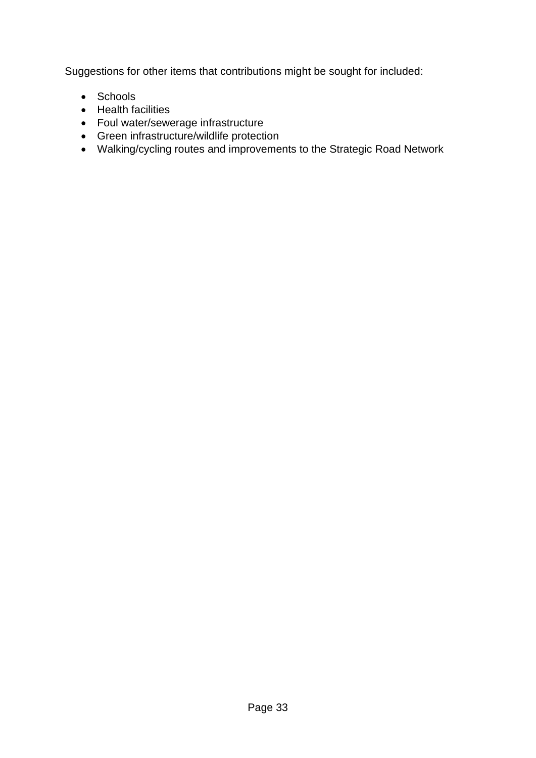Suggestions for other items that contributions might be sought for included:

- Schools
- Health facilities
- Foul water/sewerage infrastructure
- Green infrastructure/wildlife protection
- Walking/cycling routes and improvements to the Strategic Road Network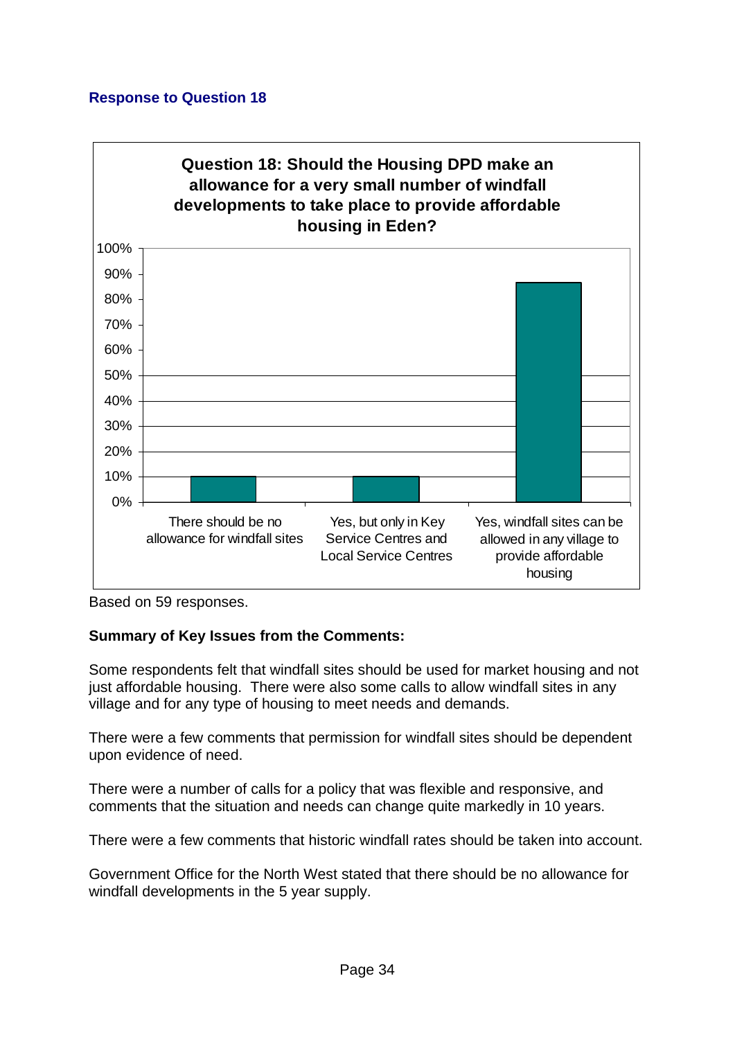### Response to Question 18

**Question 18: Should the Housing DPD make an allowance for a very small number of windfall developments to take place to provide affordable housing in Eden?**

| Response | Percentage |
|---|---|
| There should be no allowance for windfall sites | ~10% |
| Yes, but only in Key Service Centres and Local Service Centres | ~10% |
| Yes, windfall sites can be allowed in any village to provide affordable housing | ~86% |

Based on 59 responses.

**Summary of Key Issues from the Comments:**

Some respondents felt that windfall sites should be used for market housing and not just affordable housing. There were also some calls to allow windfall sites in any village and for any type of housing to meet needs and demands.

There were a few comments that permission for windfall sites should be dependent upon evidence of need.

There were a number of calls for a policy that was flexible and responsive, and comments that the situation and needs can change quite markedly in 10 years.

There were a few comments that historic windfall rates should be taken into account.

Government Office for the North West stated that there should be no allowance for windfall developments in the 5 year supply.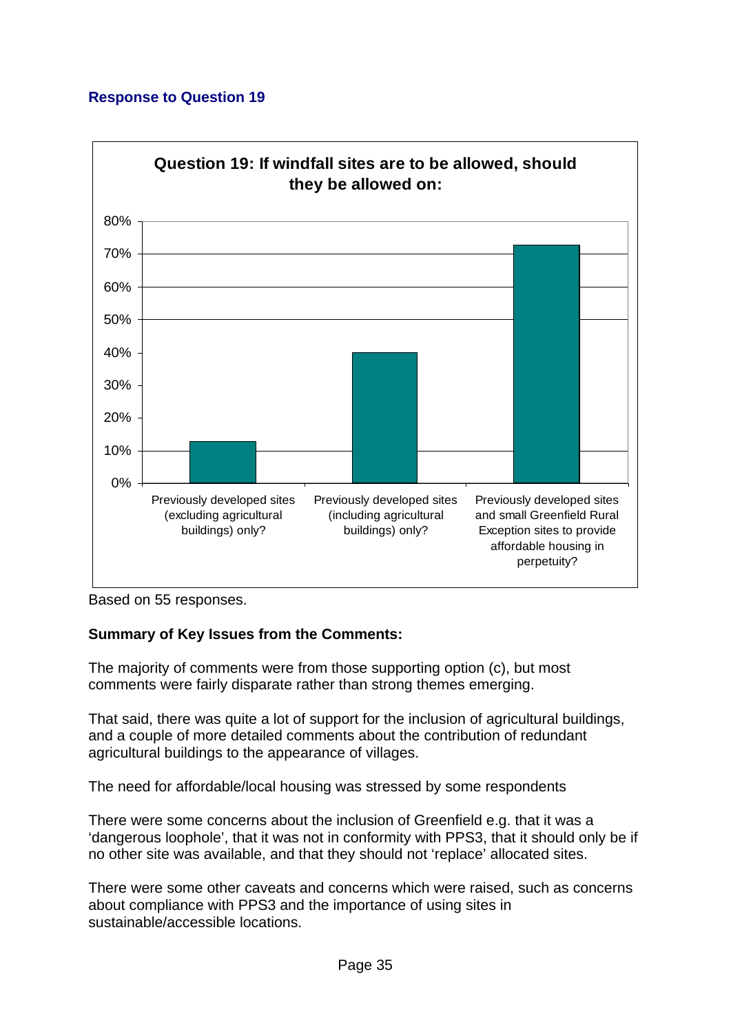## Response to Question 19

**Question 19: If windfall sites are to be allowed, should they be allowed on:**

- Previously developed sites (excluding agricultural buildings) only?
- Previously developed sites (including agricultural buildings) only?
- Previously developed sites and small Greenfield Rural Exception sites to provide affordable housing in perpetuity?

Based on 55 responses.

**Summary of Key Issues from the Comments:**

The majority of comments were from those supporting option (c), but most comments were fairly disparate rather than strong themes emerging.

That said, there was quite a lot of support for the inclusion of agricultural buildings, and a couple of more detailed comments about the contribution of redundant agricultural buildings to the appearance of villages.

The need for affordable/local housing was stressed by some respondents

There were some concerns about the inclusion of Greenfield e.g. that it was a 'dangerous loophole', that it was not in conformity with PPS3, that it should only be if no other site was available, and that they should not 'replace' allocated sites.

There were some other caveats and concerns which were raised, such as concerns about compliance with PPS3 and the importance of using sites in sustainable/accessible locations.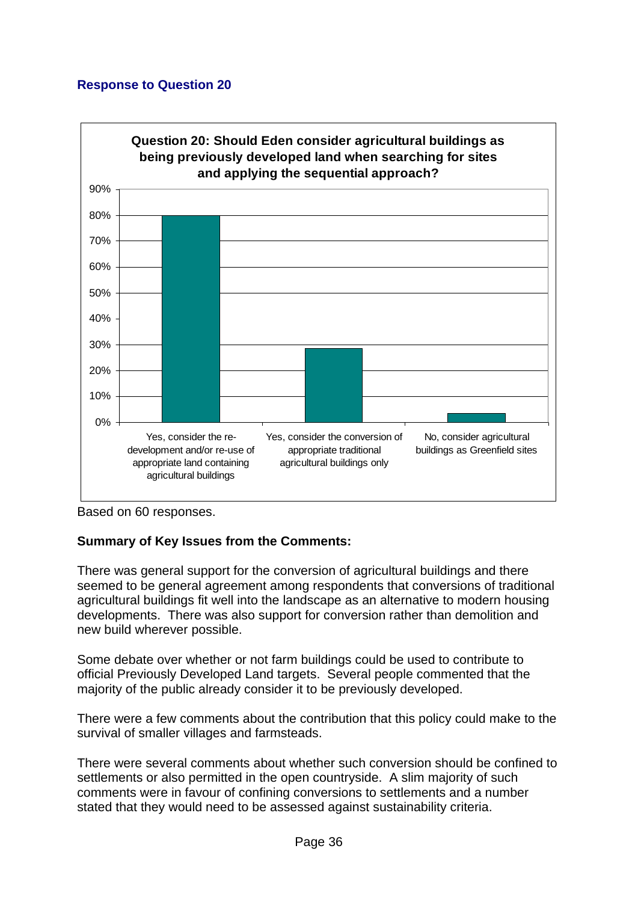### Response to Question 20

**Question 20: Should Eden consider agricultural buildings as being previously developed land when searching for sites and applying the sequential approach?**

| Response | Percentage |
| --- | --- |
| Yes, consider the re-development and/or re-use of appropriate land containing agricultural buildings | 80% |
| Yes, consider the conversion of appropriate traditional agricultural buildings only | 28% |
| No, consider agricultural buildings as Greenfield sites | 3% |

Based on 60 responses.

**Summary of Key Issues from the Comments:**

There was general support for the conversion of agricultural buildings and there seemed to be general agreement among respondents that conversions of traditional agricultural buildings fit well into the landscape as an alternative to modern housing developments. There was also support for conversion rather than demolition and new build wherever possible.

Some debate over whether or not farm buildings could be used to contribute to official Previously Developed Land targets. Several people commented that the majority of the public already consider it to be previously developed.

There were a few comments about the contribution that this policy could make to the survival of smaller villages and farmsteads.

There were several comments about whether such conversion should be confined to settlements or also permitted in the open countryside. A slim majority of such comments were in favour of confining conversions to settlements and a number stated that they would need to be assessed against sustainability criteria.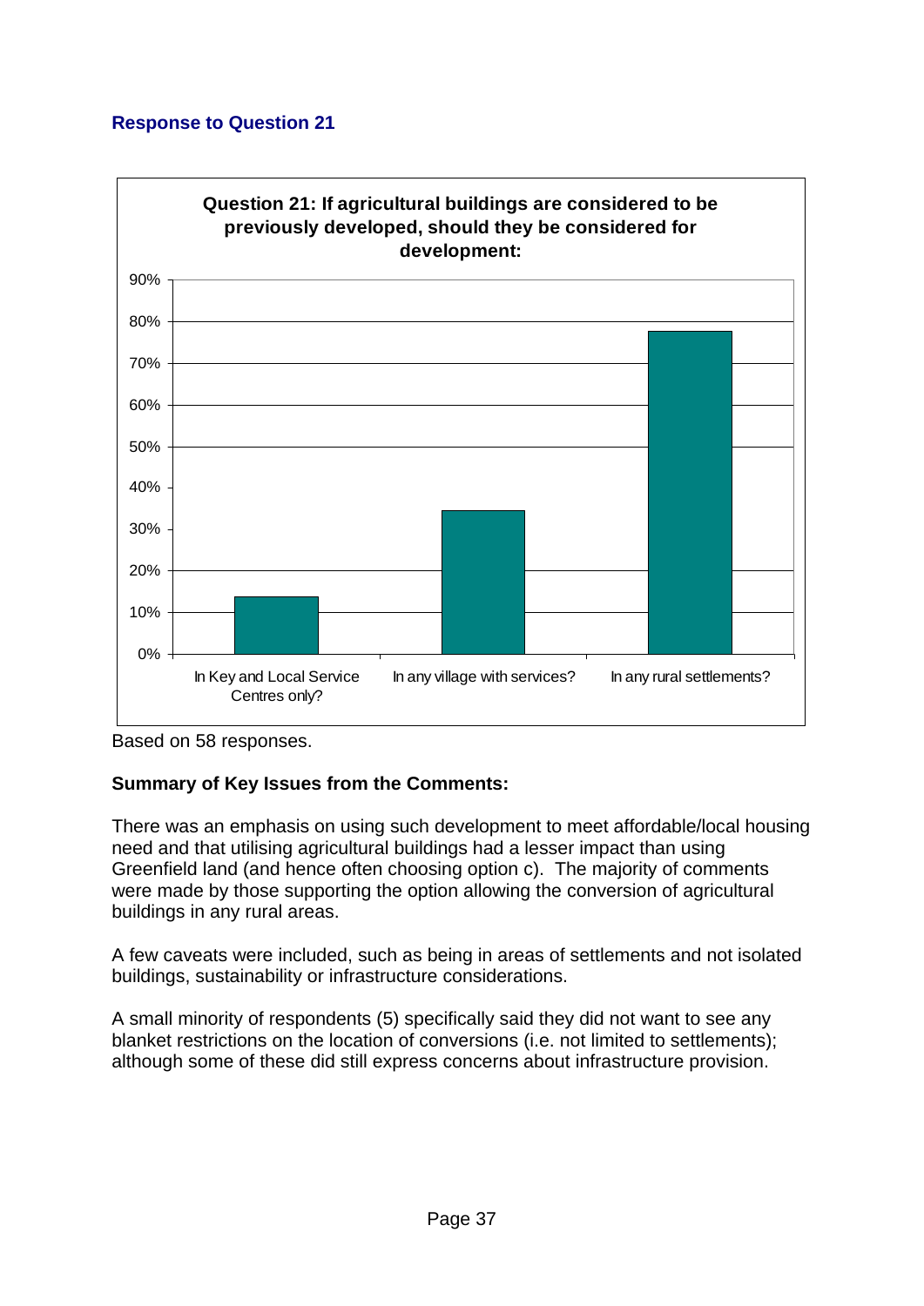### Response to Question 21

**Question 21: If agricultural buildings are considered to be previously developed, should they be considered for development:**

| Option | Percentage |
| --- | --- |
| In Key and Local Service Centres only? | ~14% |
| In any village with services? | ~35% |
| In any rural settlements? | ~78% |

Based on 58 responses.

**Summary of Key Issues from the Comments:**

There was an emphasis on using such development to meet affordable/local housing need and that utilising agricultural buildings had a lesser impact than using Greenfield land (and hence often choosing option c). The majority of comments were made by those supporting the option allowing the conversion of agricultural buildings in any rural areas.

A few caveats were included, such as being in areas of settlements and not isolated buildings, sustainability or infrastructure considerations.

A small minority of respondents (5) specifically said they did not want to see any blanket restrictions on the location of conversions (i.e. not limited to settlements); although some of these did still express concerns about infrastructure provision.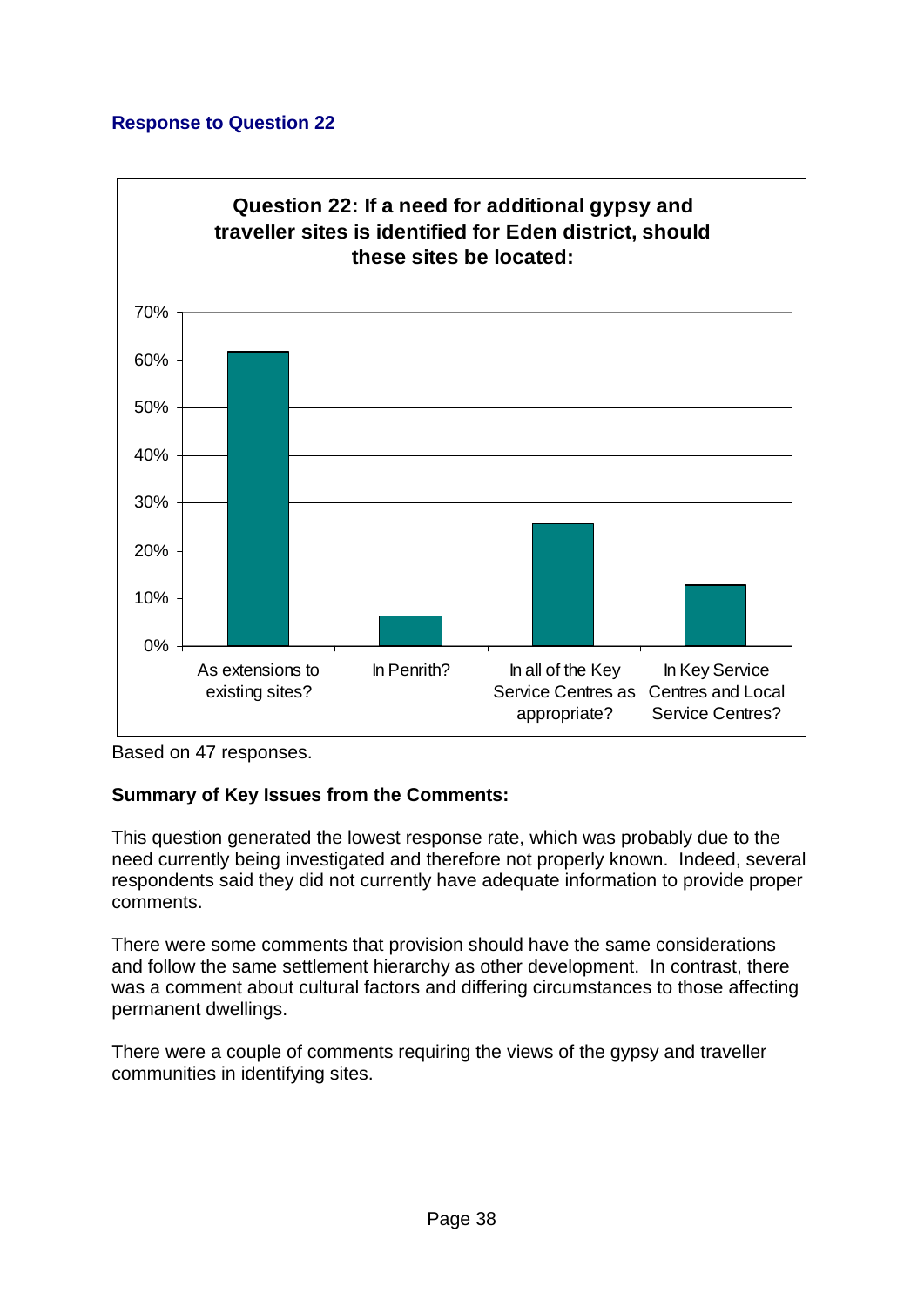## Response to Question 22

**Question 22: If a need for additional gypsy and traveller sites is identified for Eden district, should these sites be located:**

| Option | Percentage |
|---|---|
| As extensions to existing sites? | ~62% |
| In Penrith? | ~6% |
| In all of the Key Service Centres as appropriate? | ~26% |
| In Key Service Centres and Local Service Centres? | ~13% |

Based on 47 responses.

**Summary of Key Issues from the Comments:**

This question generated the lowest response rate, which was probably due to the need currently being investigated and therefore not properly known. Indeed, several respondents said they did not currently have adequate information to provide proper comments.

There were some comments that provision should have the same considerations and follow the same settlement hierarchy as other development. In contrast, there was a comment about cultural factors and differing circumstances to those affecting permanent dwellings.

There were a couple of comments requiring the views of the gypsy and traveller communities in identifying sites.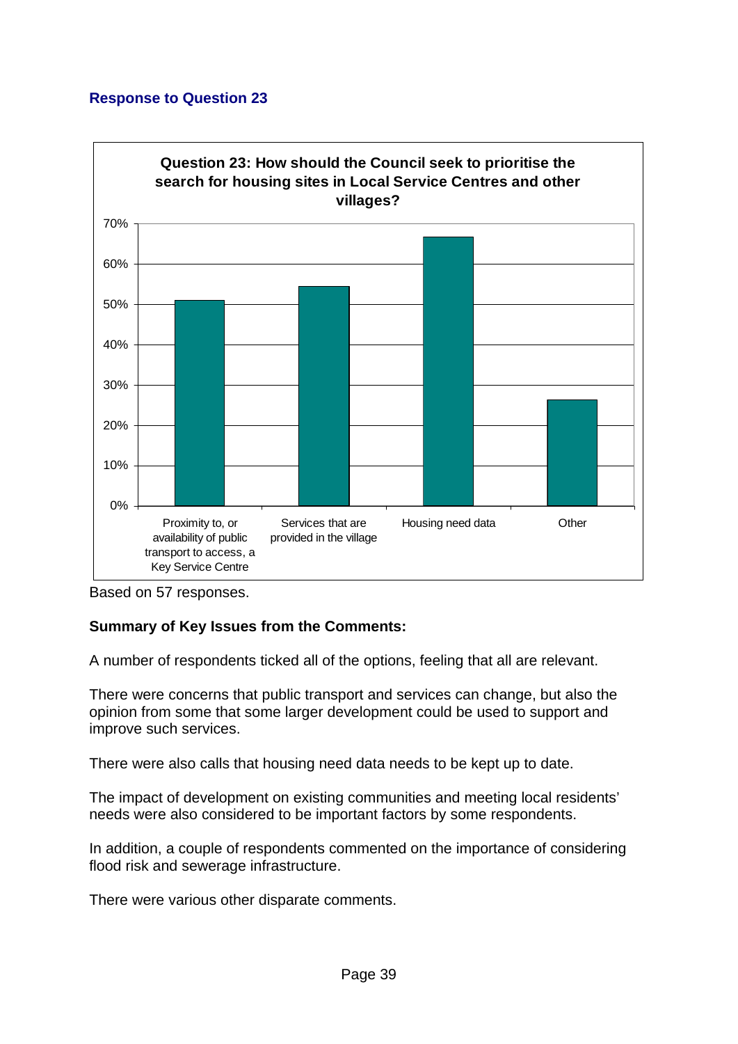## Response to Question 23

**Question 23: How should the Council seek to prioritise the search for housing sites in Local Service Centres and other villages?**

| Option | Response (approx.) |
|---|---|
| Proximity to, or availability of public transport to access, a Key Service Centre | 51% |
| Services that are provided in the village | 54% |
| Housing need data | 67% |
| Other | 26% |

Based on 57 responses.

**Summary of Key Issues from the Comments:**

A number of respondents ticked all of the options, feeling that all are relevant.

There were concerns that public transport and services can change, but also the opinion from some that some larger development could be used to support and improve such services.

There were also calls that housing need data needs to be kept up to date.

The impact of development on existing communities and meeting local residents' needs were also considered to be important factors by some respondents.

In addition, a couple of respondents commented on the importance of considering flood risk and sewerage infrastructure.

There were various other disparate comments.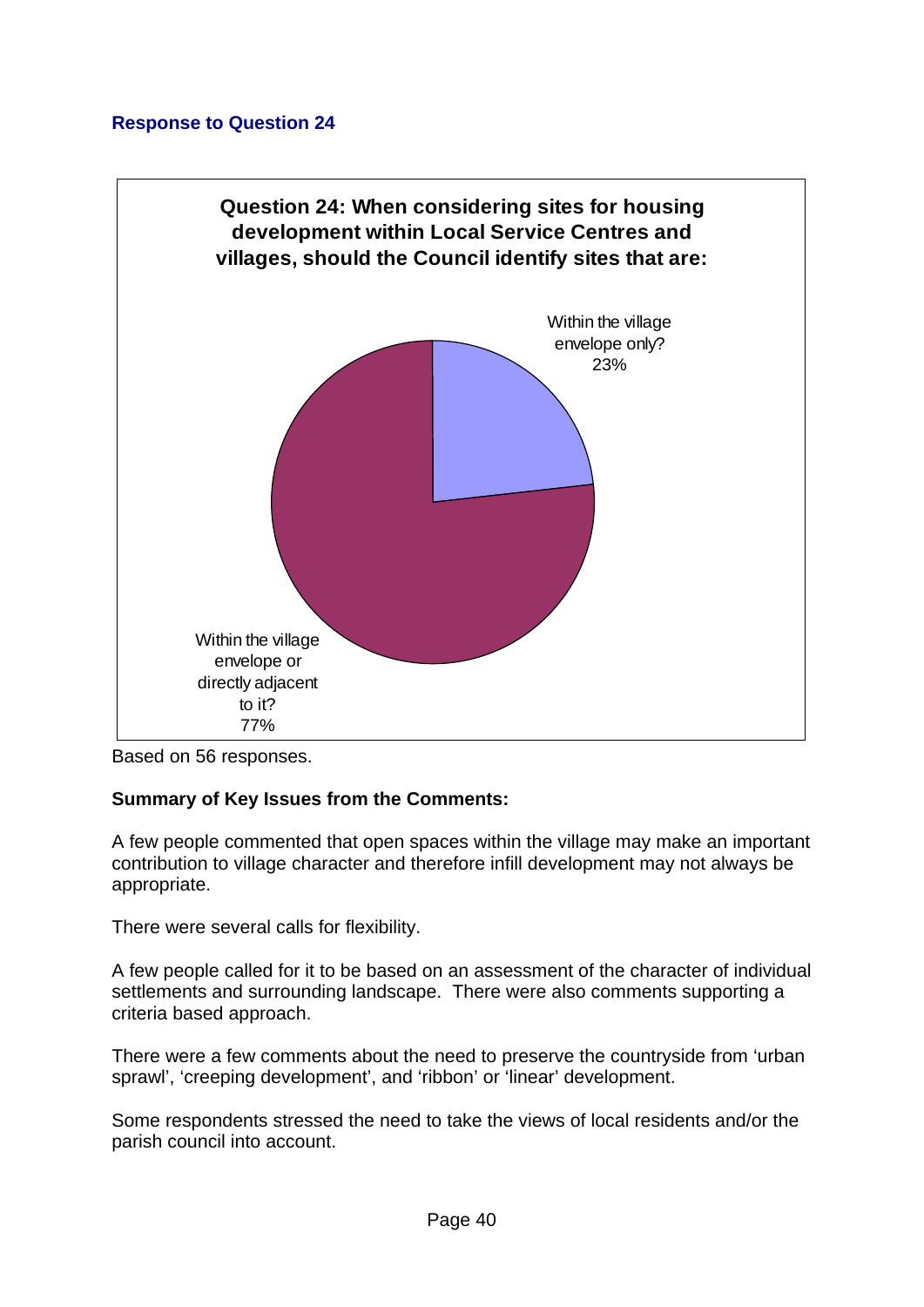## Response to Question 24

**Question 24: When considering sites for housing development within Local Service Centres and villages, should the Council identify sites that are:**

- Within the village envelope only? 23%
- Within the village envelope or directly adjacent to it? 77%

Based on 56 responses.

**Summary of Key Issues from the Comments:**

A few people commented that open spaces within the village may make an important contribution to village character and therefore infill development may not always be appropriate.

There were several calls for flexibility.

A few people called for it to be based on an assessment of the character of individual settlements and surrounding landscape. There were also comments supporting a criteria based approach.

There were a few comments about the need to preserve the countryside from 'urban sprawl', 'creeping development', and 'ribbon' or 'linear' development.

Some respondents stressed the need to take the views of local residents and/or the parish council into account.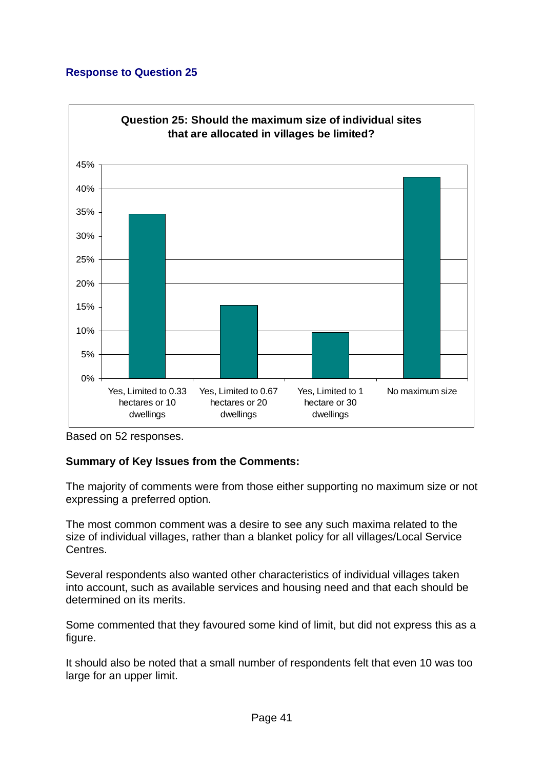### Response to Question 25

**Question 25: Should the maximum size of individual sites that are allocated in villages be limited?**

| Option | Approximate % |
| --- | --- |
| Yes, Limited to 0.33 hectares or 10 dwellings | 35% |
| Yes, Limited to 0.67 hectares or 20 dwellings | 15% |
| Yes, Limited to 1 hectare or 30 dwellings | 10% |
| No maximum size | 42% |

Based on 52 responses.

**Summary of Key Issues from the Comments:**

The majority of comments were from those either supporting no maximum size or not expressing a preferred option.

The most common comment was a desire to see any such maxima related to the size of individual villages, rather than a blanket policy for all villages/Local Service Centres.

Several respondents also wanted other characteristics of individual villages taken into account, such as available services and housing need and that each should be determined on its merits.

Some commented that they favoured some kind of limit, but did not express this as a figure.

It should also be noted that a small number of respondents felt that even 10 was too large for an upper limit.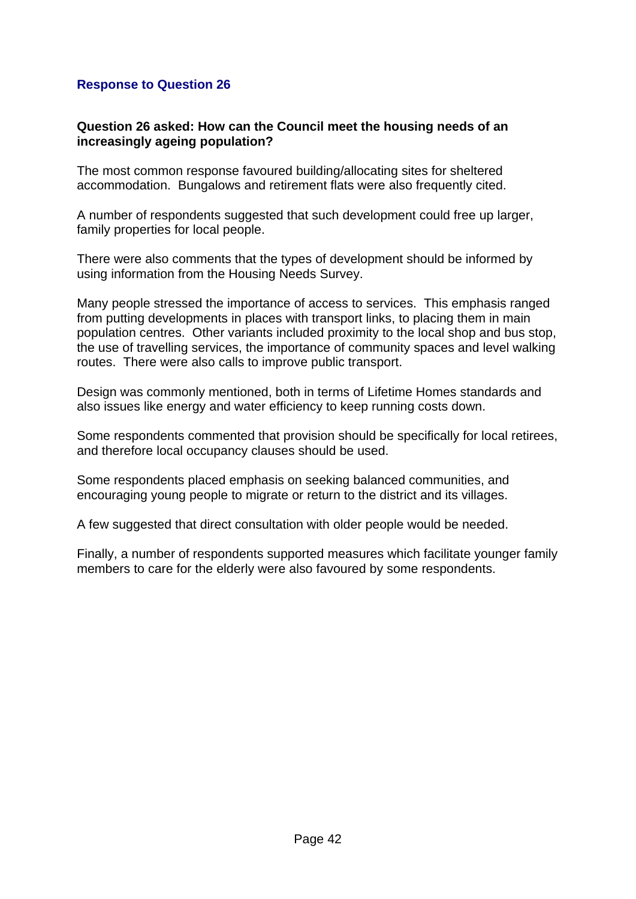## Response to Question 26

**Question 26 asked: How can the Council meet the housing needs of an increasingly ageing population?**

The most common response favoured building/allocating sites for sheltered accommodation. Bungalows and retirement flats were also frequently cited.

A number of respondents suggested that such development could free up larger, family properties for local people.

There were also comments that the types of development should be informed by using information from the Housing Needs Survey.

Many people stressed the importance of access to services. This emphasis ranged from putting developments in places with transport links, to placing them in main population centres. Other variants included proximity to the local shop and bus stop, the use of travelling services, the importance of community spaces and level walking routes. There were also calls to improve public transport.

Design was commonly mentioned, both in terms of Lifetime Homes standards and also issues like energy and water efficiency to keep running costs down.

Some respondents commented that provision should be specifically for local retirees, and therefore local occupancy clauses should be used.

Some respondents placed emphasis on seeking balanced communities, and encouraging young people to migrate or return to the district and its villages.

A few suggested that direct consultation with older people would be needed.

Finally, a number of respondents supported measures which facilitate younger family members to care for the elderly were also favoured by some respondents.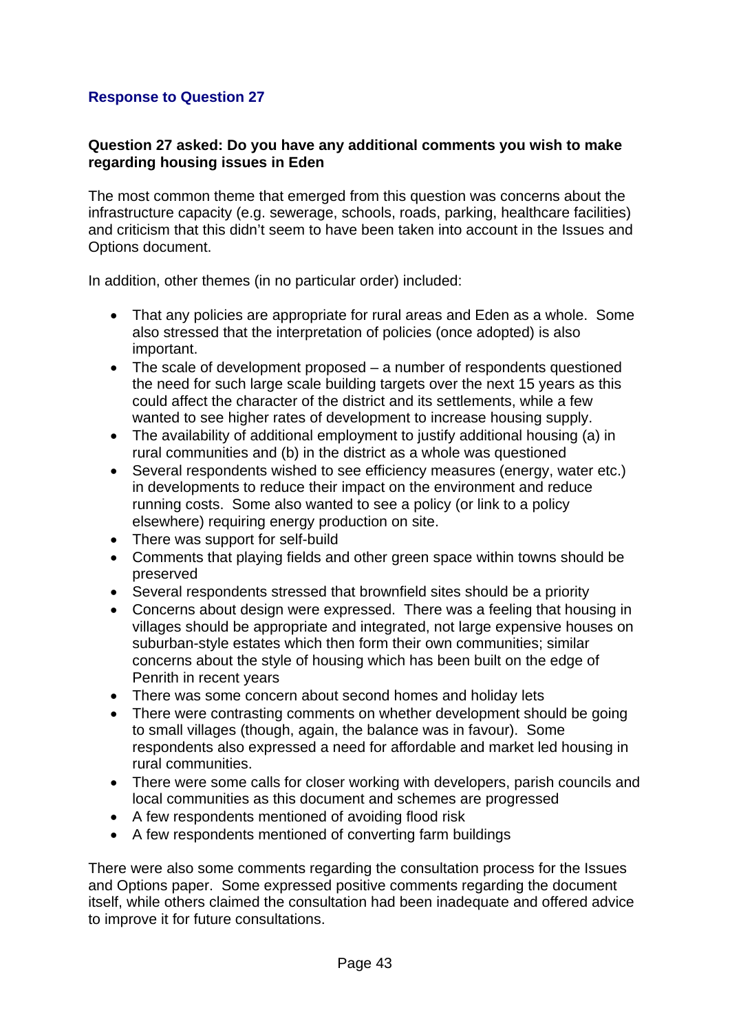## Response to Question 27

**Question 27 asked: Do you have any additional comments you wish to make regarding housing issues in Eden**

The most common theme that emerged from this question was concerns about the infrastructure capacity (e.g. sewerage, schools, roads, parking, healthcare facilities) and criticism that this didn't seem to have been taken into account in the Issues and Options document.

In addition, other themes (in no particular order) included:

- That any policies are appropriate for rural areas and Eden as a whole. Some also stressed that the interpretation of policies (once adopted) is also important.
- The scale of development proposed – a number of respondents questioned the need for such large scale building targets over the next 15 years as this could affect the character of the district and its settlements, while a few wanted to see higher rates of development to increase housing supply.
- The availability of additional employment to justify additional housing (a) in rural communities and (b) in the district as a whole was questioned
- Several respondents wished to see efficiency measures (energy, water etc.) in developments to reduce their impact on the environment and reduce running costs. Some also wanted to see a policy (or link to a policy elsewhere) requiring energy production on site.
- There was support for self-build
- Comments that playing fields and other green space within towns should be preserved
- Several respondents stressed that brownfield sites should be a priority
- Concerns about design were expressed. There was a feeling that housing in villages should be appropriate and integrated, not large expensive houses on suburban-style estates which then form their own communities; similar concerns about the style of housing which has been built on the edge of Penrith in recent years
- There was some concern about second homes and holiday lets
- There were contrasting comments on whether development should be going to small villages (though, again, the balance was in favour). Some respondents also expressed a need for affordable and market led housing in rural communities.
- There were some calls for closer working with developers, parish councils and local communities as this document and schemes are progressed
- A few respondents mentioned of avoiding flood risk
- A few respondents mentioned of converting farm buildings

There were also some comments regarding the consultation process for the Issues and Options paper. Some expressed positive comments regarding the document itself, while others claimed the consultation had been inadequate and offered advice to improve it for future consultations.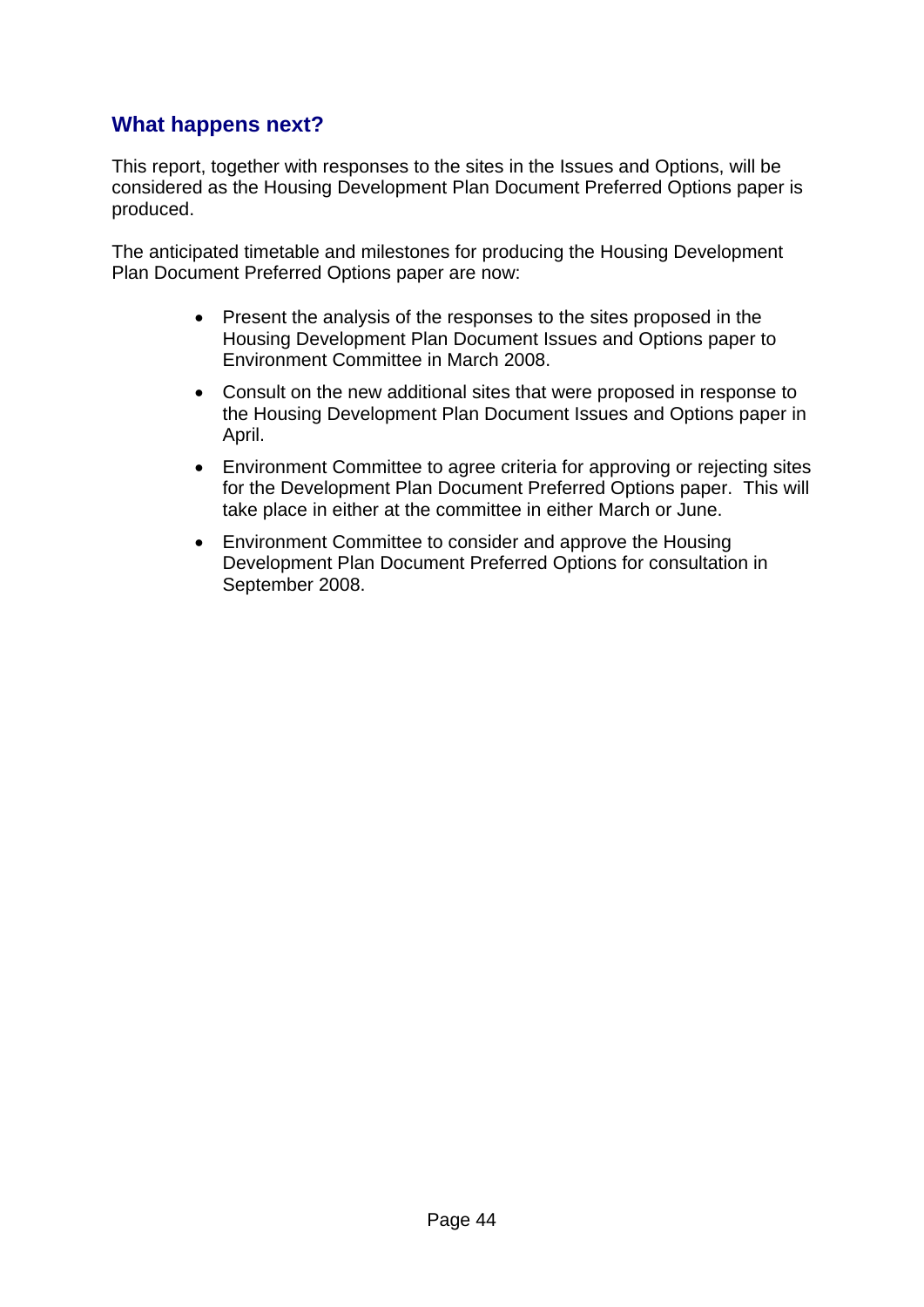## What happens next?

This report, together with responses to the sites in the Issues and Options, will be considered as the Housing Development Plan Document Preferred Options paper is produced.

The anticipated timetable and milestones for producing the Housing Development Plan Document Preferred Options paper are now:

- Present the analysis of the responses to the sites proposed in the Housing Development Plan Document Issues and Options paper to Environment Committee in March 2008.
- Consult on the new additional sites that were proposed in response to the Housing Development Plan Document Issues and Options paper in April.
- Environment Committee to agree criteria for approving or rejecting sites for the Development Plan Document Preferred Options paper. This will take place in either at the committee in either March or June.
- Environment Committee to consider and approve the Housing Development Plan Document Preferred Options for consultation in September 2008.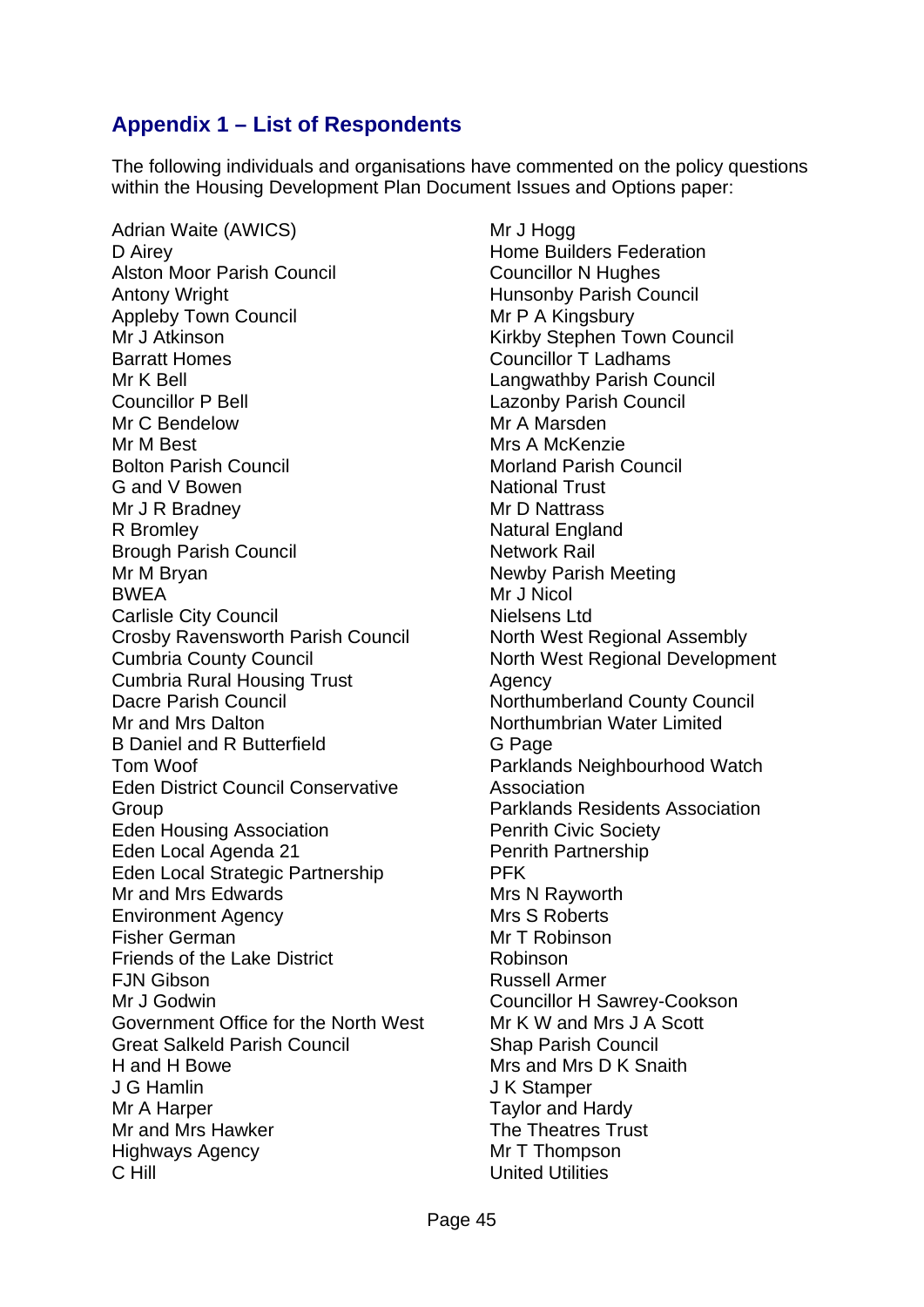## Appendix 1 – List of Respondents

The following individuals and organisations have commented on the policy questions within the Housing Development Plan Document Issues and Options paper:

Adrian Waite (AWICS)
D Airey
Alston Moor Parish Council
Antony Wright
Appleby Town Council
Mr J Atkinson
Barratt Homes
Mr K Bell
Councillor P Bell
Mr C Bendelow
Mr M Best
Bolton Parish Council
G and V Bowen
Mr J R Bradney
R Bromley
Brough Parish Council
Mr M Bryan
BWEA
Carlisle City Council
Crosby Ravensworth Parish Council
Cumbria County Council
Cumbria Rural Housing Trust
Dacre Parish Council
Mr and Mrs Dalton
B Daniel and R Butterfield
Tom Woof
Eden District Council Conservative Group
Eden Housing Association
Eden Local Agenda 21
Eden Local Strategic Partnership
Mr and Mrs Edwards
Environment Agency
Fisher German
Friends of the Lake District
FJN Gibson
Mr J Godwin
Government Office for the North West
Great Salkeld Parish Council
H and H Bowe
J G Hamlin
Mr A Harper
Mr and Mrs Hawker
Highways Agency
C Hill
Mr J Hogg
Home Builders Federation
Councillor N Hughes
Hunsonby Parish Council
Mr P A Kingsbury
Kirkby Stephen Town Council
Councillor T Ladhams
Langwathby Parish Council
Lazonby Parish Council
Mr A Marsden
Mrs A McKenzie
Morland Parish Council
National Trust
Mr D Nattrass
Natural England
Network Rail
Newby Parish Meeting
Mr J Nicol
Nielsens Ltd
North West Regional Assembly
North West Regional Development Agency
Northumberland County Council
Northumbrian Water Limited
G Page
Parklands Neighbourhood Watch Association
Parklands Residents Association
Penrith Civic Society
Penrith Partnership
PFK
Mrs N Rayworth
Mrs S Roberts
Mr T Robinson
Robinson
Russell Armer
Councillor H Sawrey-Cookson
Mr K W and Mrs J A Scott
Shap Parish Council
Mrs and Mrs D K Snaith
J K Stamper
Taylor and Hardy
The Theatres Trust
Mr T Thompson
United Utilities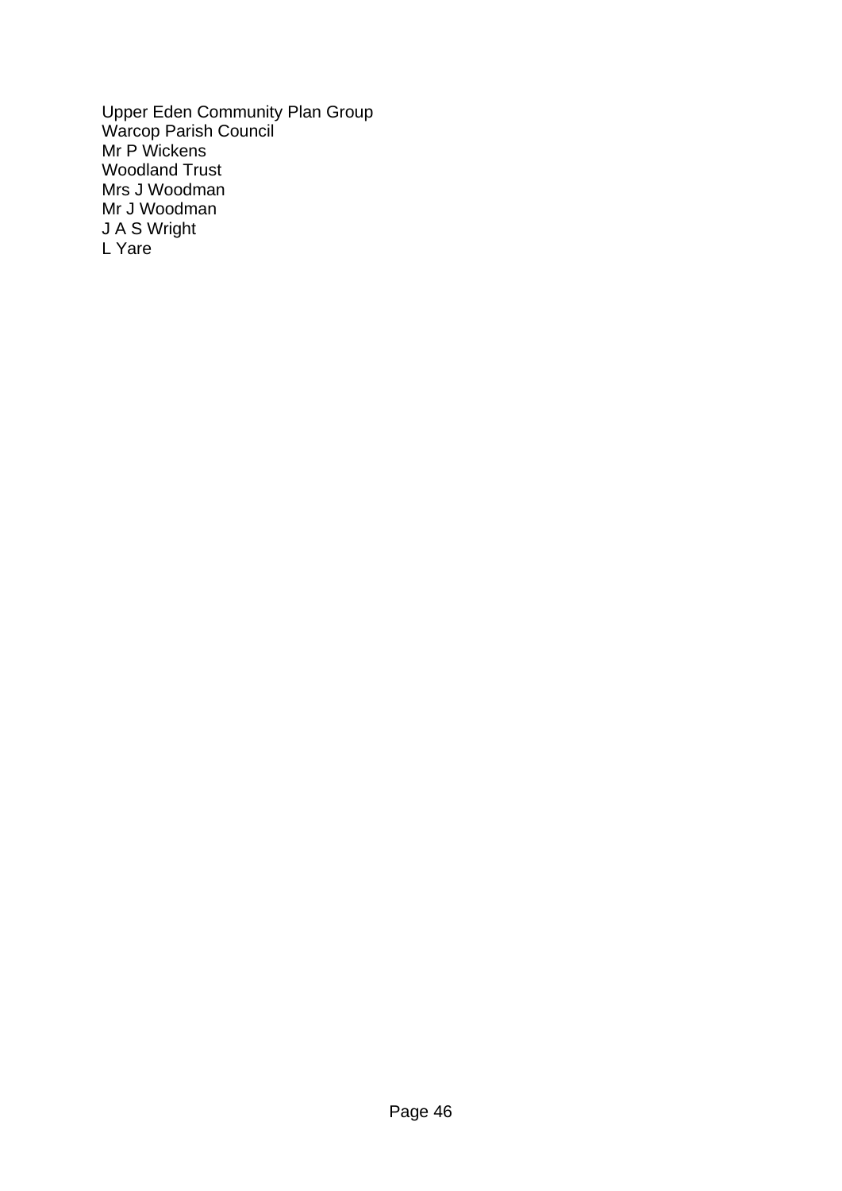Upper Eden Community Plan Group
Warcop Parish Council
Mr P Wickens
Woodland Trust
Mrs J Woodman
Mr J Woodman
J A S Wright
L Yare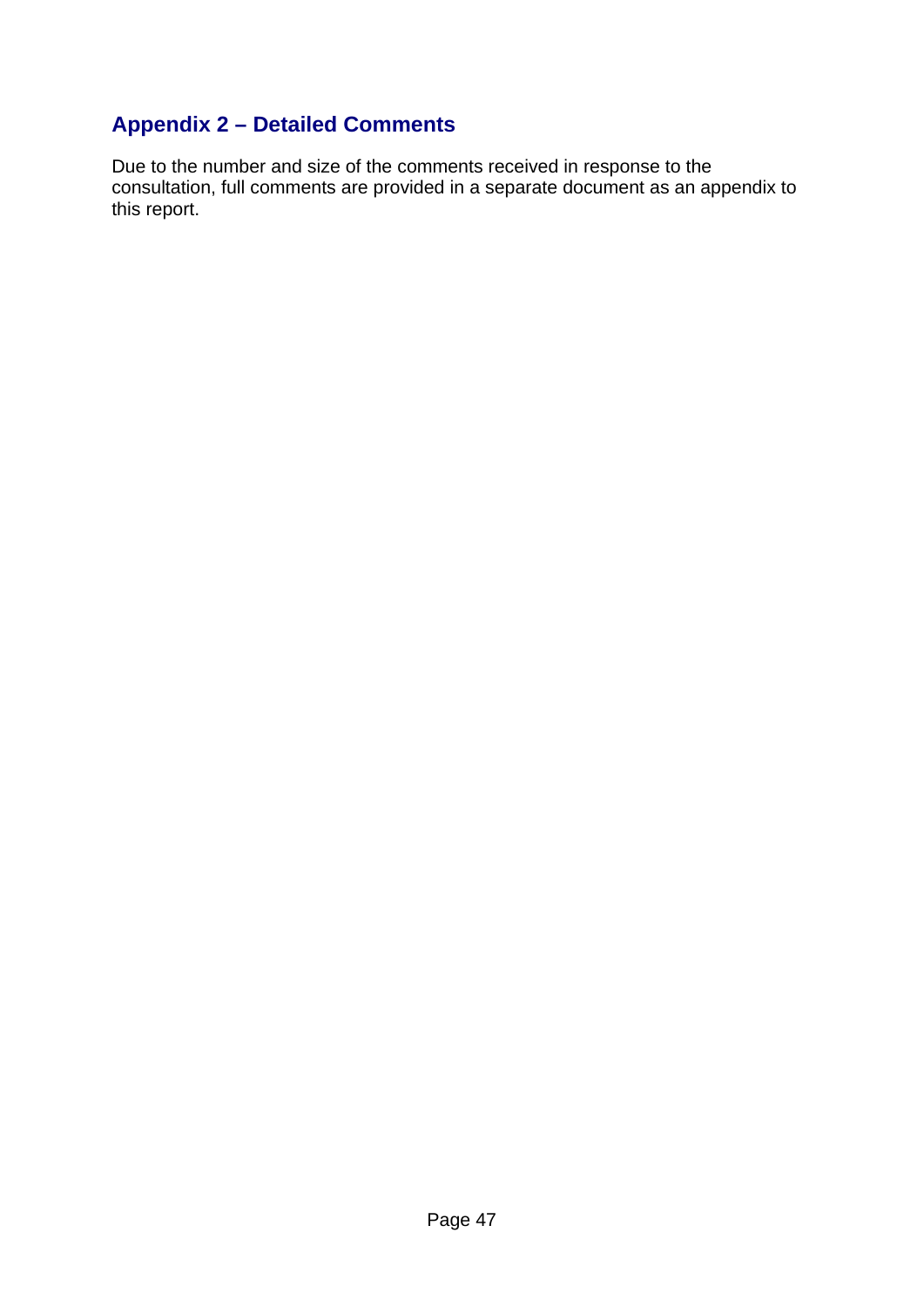## Appendix 2 – Detailed Comments

Due to the number and size of the comments received in response to the consultation, full comments are provided in a separate document as an appendix to this report.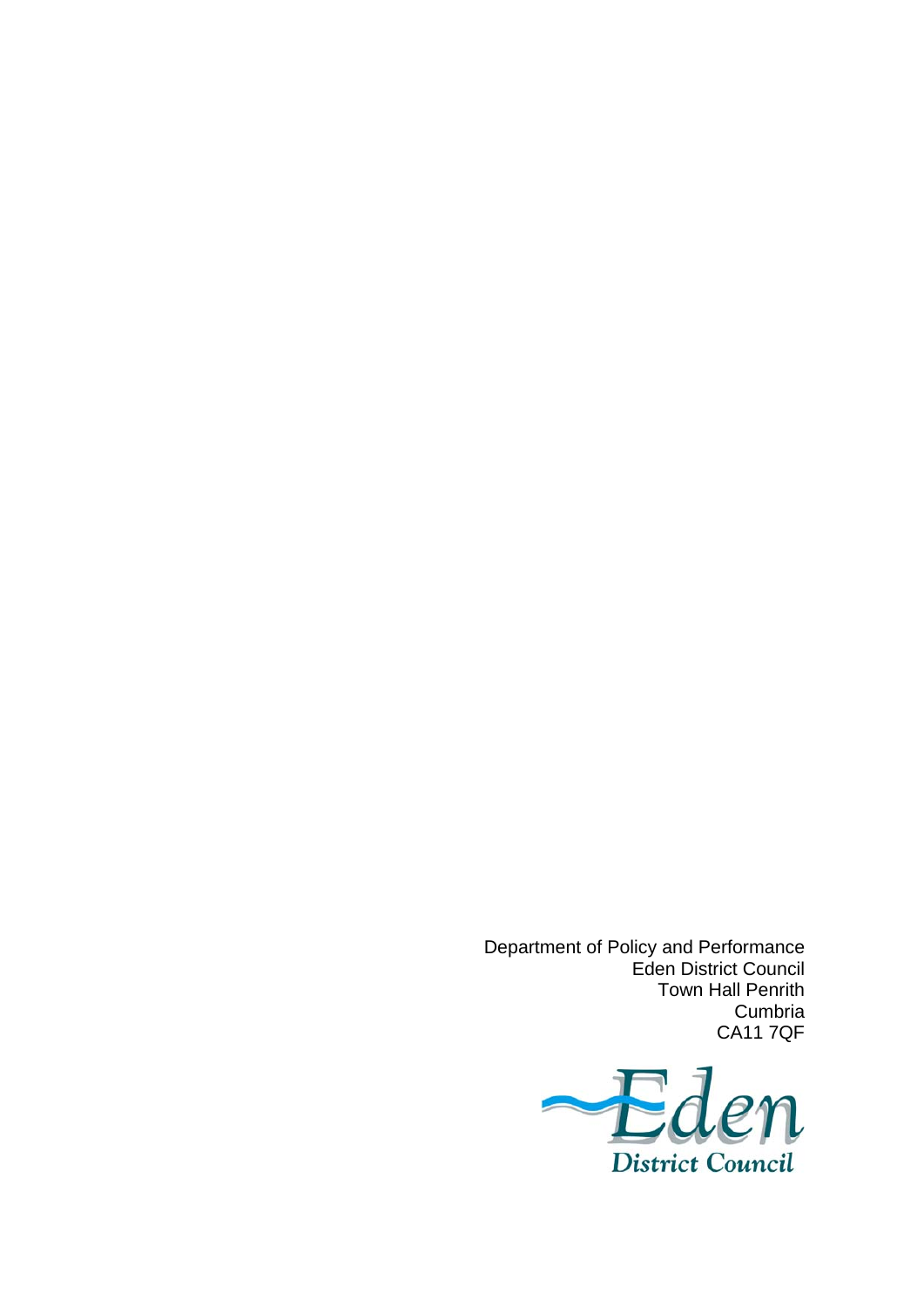Department of Policy and Performance
Eden District Council
Town Hall Penrith
Cumbria
CA11 7QF

Eden
District Council